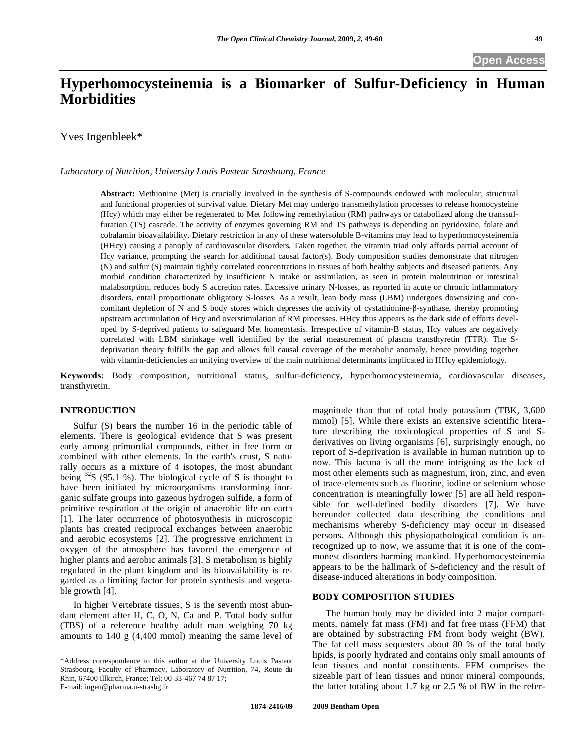# Hyperhomocysteinemia is a Biomarker of Sulfur-Deficiency in Human Morbidities

Yves Ingenbleek*

*Laboratory of Nutrition, University Louis Pasteur Strasbourg, France*

**Abstract:** Methionine (Met) is crucially involved in the synthesis of S-compounds endowed with molecular, structural and functional properties of survival value. Dietary Met may undergo transmethylation processes to release homocysteine (Hcy) which may either be regenerated to Met following remethylation (RM) pathways or catabolized along the transsulfuration (TS) cascade. The activity of enzymes governing RM and TS pathways is depending on pyridoxine, folate and cobalamin bioavailability. Dietary restriction in any of these watersoluble B-vitamins may lead to hyperhomocysteinemia (HHcy) causing a panoply of cardiovascular disorders. Taken together, the vitamin triad only affords partial account of Hcy variance, prompting the search for additional causal factor(s). Body composition studies demonstrate that nitrogen (N) and sulfur (S) maintain tightly correlated concentrations in tissues of both healthy subjects and diseased patients. Any morbid condition characterized by insufficient N intake or assimilation, as seen in protein malnutrition or intestinal malabsorption, reduces body S accretion rates. Excessive urinary N-losses, as reported in acute or chronic inflammatory disorders, entail proportionate obligatory S-losses. As a result, lean body mass (LBM) undergoes downsizing and concomitant depletion of N and S body stores which depresses the activity of cystathionine-β-synthase, thereby promoting upstream accumulation of Hcy and overstimulation of RM processes. HHcy thus appears as the dark side of efforts developed by S-deprived patients to safeguard Met homeostasis. Irrespective of vitamin-B status, Hcy values are negatively correlated with LBM shrinkage well identified by the serial measurement of plasma transthyretin (TTR). The S-deprivation theory fulfills the gap and allows full causal coverage of the metabolic anomaly, hence providing together with vitamin-deficiencies an unifying overview of the main nutritional determinants implicated in HHcy epidemiology.

**Keywords:** Body composition, nutritional status, sulfur-deficiency, hyperhomocysteinemia, cardiovascular diseases, transthyretin.

## INTRODUCTION

Sulfur (S) bears the number 16 in the periodic table of elements. There is geological evidence that S was present early among primordial compounds, either in free form or combined with other elements. In the earth's crust, S naturally occurs as a mixture of 4 isotopes, the most abundant being $^{32}S$ (95.1 %). The biological cycle of S is thought to have been initiated by microorganisms transforming inorganic sulfate groups into gazeous hydrogen sulfide, a form of primitive respiration at the origin of anaerobic life on earth [1]. The later occurrence of photosynthesis in microscopic plants has created reciprocal exchanges between anaerobic and aerobic ecosystems [2]. The progressive enrichment in oxygen of the atmosphere has favored the emergence of higher plants and aerobic animals [3]. S metabolism is highly regulated in the plant kingdom and its bioavailability is regarded as a limiting factor for protein synthesis and vegetable growth [4].

In higher Vertebrate tissues, S is the seventh most abundant element after H, C, O, N, Ca and P. Total body sulfur (TBS) of a reference healthy adult man weighing 70 kg amounts to 140 g (4,400 mmol) meaning the same level of magnitude than that of total body potassium (TBK, 3,600 mmol) [5]. While there exists an extensive scientific literature describing the toxicological properties of S and S-derivatives on living organisms [6], surprisingly enough, no report of S-deprivation is available in human nutrition up to now. This lacuna is all the more intriguing as the lack of most other elements such as magnesium, iron, zinc, and even of trace-elements such as fluorine, iodine or selenium whose concentration is meaningfully lower [5] are all held responsible for well-defined bodily disorders [7]. We have hereunder collected data describing the conditions and mechanisms whereby S-deficiency may occur in diseased persons. Although this physiopathological condition is unrecognized up to now, we assume that it is one of the commonest disorders harming mankind. Hyperhomocysteinemia appears to be the hallmark of S-deficiency and the result of disease-induced alterations in body composition.

## BODY COMPOSITION STUDIES

The human body may be divided into 2 major compartments, namely fat mass (FM) and fat free mass (FFM) that are obtained by substracting FM from body weight (BW). The fat cell mass sequesters about 80 % of the total body lipids, is poorly hydrated and contains only small amounts of lean tissues and nonfat constituents. FFM comprises the sizeable part of lean tissues and minor mineral compounds, the latter totaling about 1.7 kg or 2.5 % of BW in the refer-

*Address correspondence to this author at the University Louis Pasteur Strasbourg, Faculty of Pharmacy, Laboratory of Nutrition, 74, Route du Rhin, 67400 Illkirch, France; Tel: 00-33-467 74 87 17; E-mail: ingen@pharma.u-strasbg.fr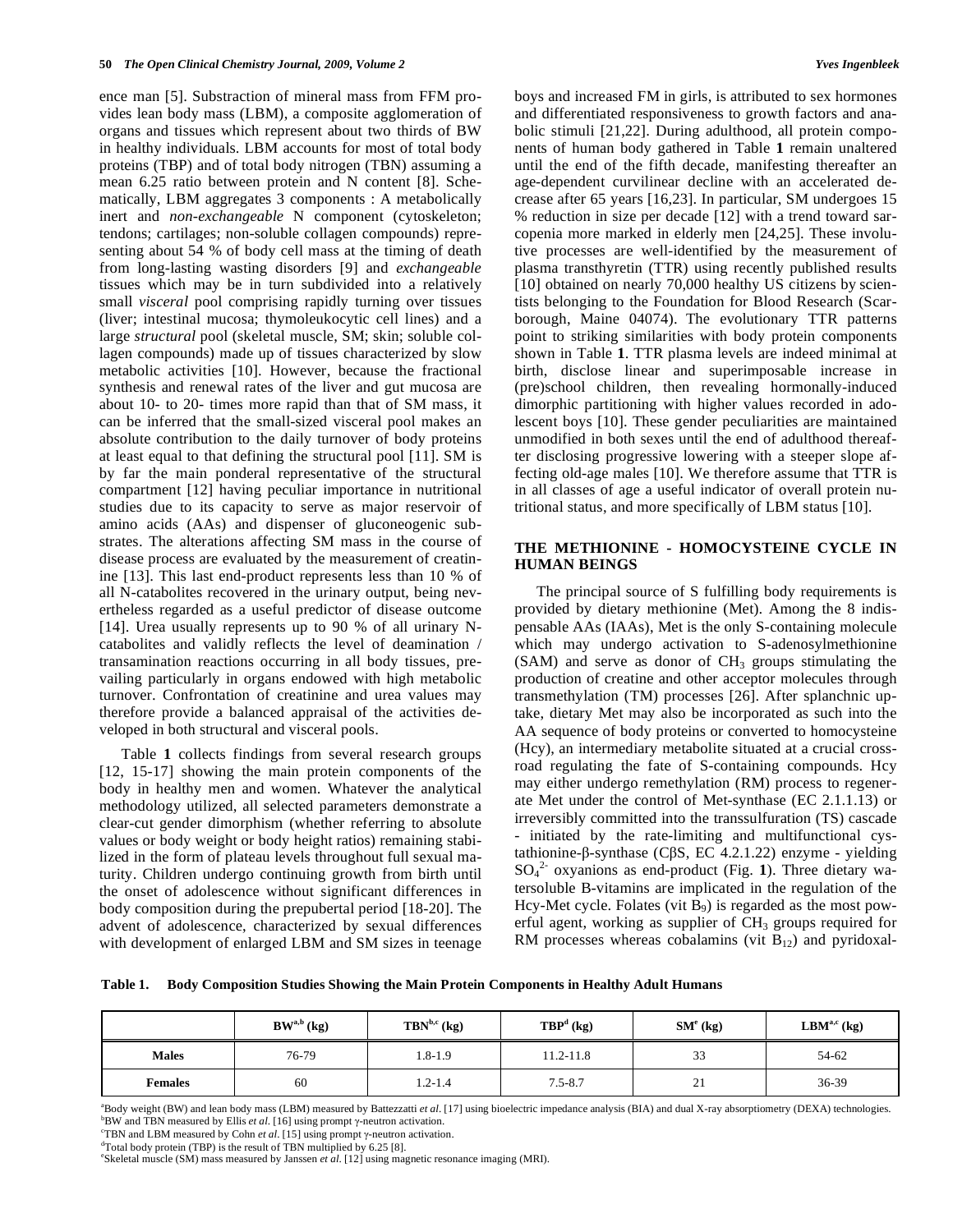ence man [5]. Substraction of mineral mass from FFM provides lean body mass (LBM), a composite agglomeration of organs and tissues which represent about two thirds of BW in healthy individuals. LBM accounts for most of total body proteins (TBP) and of total body nitrogen (TBN) assuming a mean 6.25 ratio between protein and N content [8]. Schematically, LBM aggregates 3 components : A metabolically inert and *non-exchangeable* N component (cytoskeleton; tendons; cartilages; non-soluble collagen compounds) representing about 54 % of body cell mass at the timing of death from long-lasting wasting disorders [9] and *exchangeable* tissues which may be in turn subdivided into a relatively small *visceral* pool comprising rapidly turning over tissues (liver; intestinal mucosa; thymoleukocytic cell lines) and a large *structural* pool (skeletal muscle, SM; skin; soluble collagen compounds) made up of tissues characterized by slow metabolic activities [10]. However, because the fractional synthesis and renewal rates of the liver and gut mucosa are about 10- to 20- times more rapid than that of SM mass, it can be inferred that the small-sized visceral pool makes an absolute contribution to the daily turnover of body proteins at least equal to that defining the structural pool [11]. SM is by far the main ponderal representative of the structural compartment [12] having peculiar importance in nutritional studies due to its capacity to serve as major reservoir of amino acids (AAs) and dispenser of gluconeogenic substrates. The alterations affecting SM mass in the course of disease process are evaluated by the measurement of creatinine [13]. This last end-product represents less than 10 % of all N-catabolites recovered in the urinary output, being nevertheless regarded as a useful predictor of disease outcome [14]. Urea usually represents up to 90 % of all urinary N-catabolites and validly reflects the level of deamination / transamination reactions occurring in all body tissues, prevailing particularly in organs endowed with high metabolic turnover. Confrontation of creatinine and urea values may therefore provide a balanced appraisal of the activities developed in both structural and visceral pools.

Table **1** collects findings from several research groups [12, 15-17] showing the main protein components of the body in healthy men and women. Whatever the analytical methodology utilized, all selected parameters demonstrate a clear-cut gender dimorphism (whether referring to absolute values or body weight or body height ratios) remaining stabilized in the form of plateau levels throughout full sexual maturity. Children undergo continuing growth from birth until the onset of adolescence without significant differences in body composition during the prepubertal period [18-20]. The advent of adolescence, characterized by sexual differences with development of enlarged LBM and SM sizes in teenage boys and increased FM in girls, is attributed to sex hormones and differentiated responsiveness to growth factors and anabolic stimuli [21,22]. During adulthood, all protein components of human body gathered in Table **1** remain unaltered until the end of the fifth decade, manifesting thereafter an age-dependent curvilinear decline with an accelerated decrease after 65 years [16,23]. In particular, SM undergoes 15 % reduction in size per decade [12] with a trend toward sarcopenia more marked in elderly men [24,25]. These involutive processes are well-identified by the measurement of plasma transthyretin (TTR) using recently published results [10] obtained on nearly 70,000 healthy US citizens by scientists belonging to the Foundation for Blood Research (Scarborough, Maine 04074). The evolutionary TTR patterns point to striking similarities with body protein components shown in Table **1**. TTR plasma levels are indeed minimal at birth, disclose linear and superimposable increase in (pre)school children, then revealing hormonally-induced dimorphic partitioning with higher values recorded in adolescent boys [10]. These gender peculiarities are maintained unmodified in both sexes until the end of adulthood thereafter disclosing progressive lowering with a steeper slope affecting old-age males [10]. We therefore assume that TTR is in all classes of age a useful indicator of overall protein nutritional status, and more specifically of LBM status [10].

## THE METHIONINE - HOMOCYSTEINE CYCLE IN HUMAN BEINGS

The principal source of S fulfilling body requirements is provided by dietary methionine (Met). Among the 8 indispensable AAs (IAAs), Met is the only S-containing molecule which may undergo activation to S-adenosylmethionine (SAM) and serve as donor of $CH_3$ groups stimulating the production of creatine and other acceptor molecules through transmethylation (TM) processes [26]. After splanchnic uptake, dietary Met may also be incorporated as such into the AA sequence of body proteins or converted to homocysteine (Hcy), an intermediary metabolite situated at a crucial crossroad regulating the fate of S-containing compounds. Hcy may either undergo remethylation (RM) process to regenerate Met under the control of Met-synthase (EC 2.1.1.13) or irreversibly committed into the transsulfuration (TS) cascade - initiated by the rate-limiting and multifunctional cystathionine-β-synthase (CβS, EC 4.2.1.22) enzyme - yielding $SO_4^{2-}$ oxyanions as end-product (Fig. **1**). Three dietary watersoluble B-vitamins are implicated in the regulation of the Hcy-Met cycle. Folates (vit $B_9$) is regarded as the most powerful agent, working as supplier of $CH_3$ groups required for RM processes whereas cobalamins (vit $B_{12}$) and pyridoxal-

**Table 1. Body Composition Studies Showing the Main Protein Components in Healthy Adult Humans**

| | BW[a,b] (kg) | TBN[b,c] (kg) | TBP[d] (kg) | SM[e] (kg) | LBM[a,c] (kg) |
|---|---|---|---|---|---|
| **Males** | 76-79 | 1.8-1.9 | 11.2-11.8 | 33 | 54-62 |
| **Females** | 60 | 1.2-1.4 | 7.5-8.7 | 21 | 36-39 |

[a]Body weight (BW) and lean body mass (LBM) measured by Battezzatti *et al*. [17] using bioelectric impedance analysis (BIA) and dual X-ray absorptiometry (DEXA) technologies.
[b]BW and TBN measured by Ellis *et al*. [16] using prompt γ-neutron activation.
[c]TBN and LBM measured by Cohn *et al*. [15] using prompt γ-neutron activation.
[d]Total body protein (TBP) is the result of TBN multiplied by 6.25 [8].
[e]Skeletal muscle (SM) mass measured by Janssen *et al*. [12] using magnetic resonance imaging (MRI).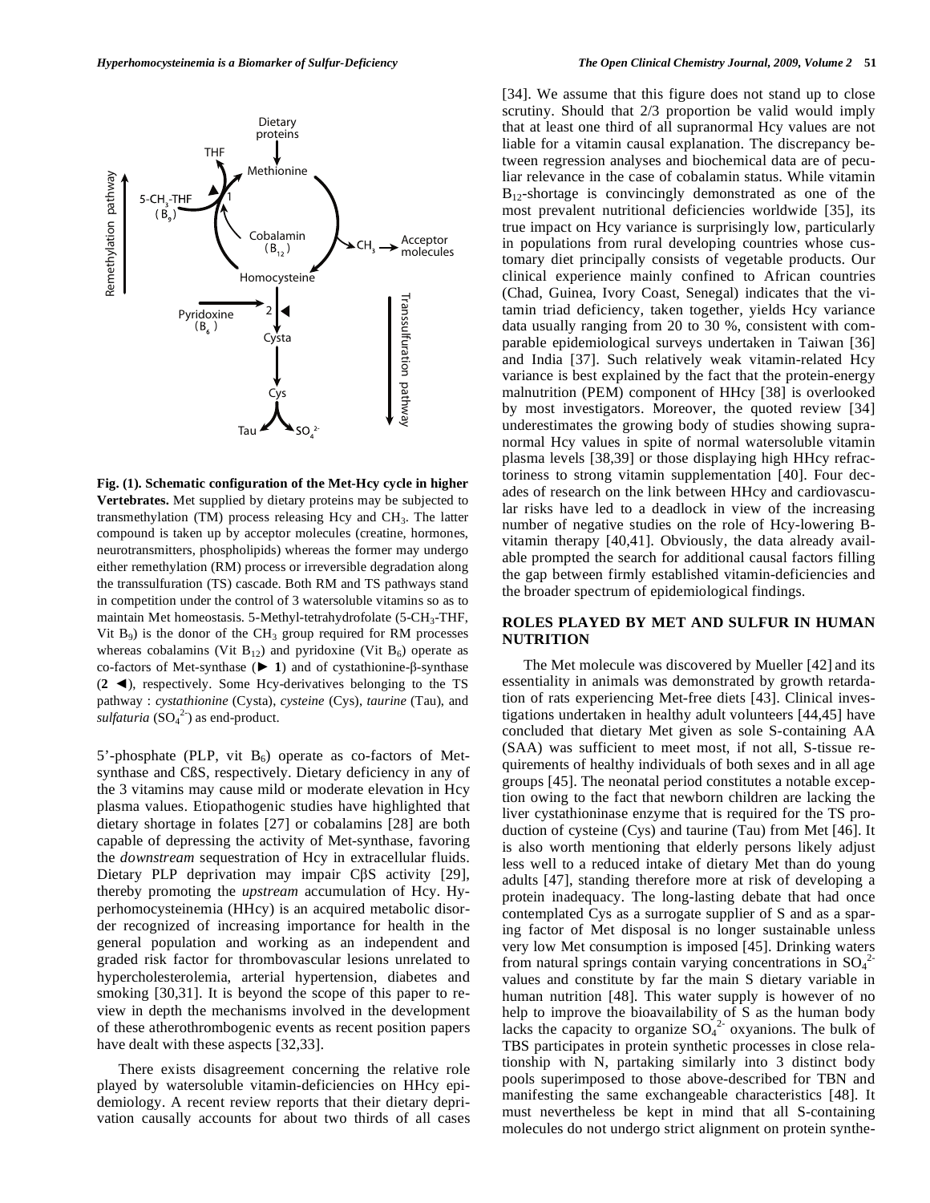**Fig. (1). Schematic configuration of the Met-Hcy cycle in higher Vertebrates.** Met supplied by dietary proteins may be subjected to transmethylation (TM) process releasing Hcy and $CH_3$. The latter compound is taken up by acceptor molecules (creatine, hormones, neurotransmitters, phospholipids) whereas the former may undergo either remethylation (RM) process or irreversible degradation along the transsulfuration (TS) cascade. Both RM and TS pathways stand in competition under the control of 3 watersoluble vitamins so as to maintain Met homeostasis. 5-Methyl-tetrahydrofolate (5-$CH_3$-THF, Vit $B_9$) is the donor of the $CH_3$ group required for RM processes whereas cobalamins (Vit $B_{12}$) and pyridoxine (Vit $B_6$) operate as co-factors of Met-synthase (► **1**) and of cystathionine-β-synthase (**2** ◄), respectively. Some Hcy-derivatives belonging to the TS pathway : *cystathionine* (Cysta), *cysteine* (Cys), *taurine* (Tau), and *sulfaturia* ($SO_4^{2-}$) as end-product.

5'-phosphate (PLP, vit $B_6$) operate as co-factors of Met-synthase and CßS, respectively. Dietary deficiency in any of the 3 vitamins may cause mild or moderate elevation in Hcy plasma values. Etiopathogenic studies have highlighted that dietary shortage in folates [27] or cobalamins [28] are both capable of depressing the activity of Met-synthase, favoring the *downstream* sequestration of Hcy in extracellular fluids. Dietary PLP deprivation may impair CβS activity [29], thereby promoting the *upstream* accumulation of Hcy. Hyperhomocysteinemia (HHcy) is an acquired metabolic disorder recognized of increasing importance for health in the general population and working as an independent and graded risk factor for thrombovascular lesions unrelated to hypercholesterolemia, arterial hypertension, diabetes and smoking [30,31]. It is beyond the scope of this paper to review in depth the mechanisms involved in the development of these atherothrombogenic events as recent position papers have dealt with these aspects [32,33].

There exists disagreement concerning the relative role played by watersoluble vitamin-deficiencies on HHcy epidemiology. A recent review reports that their dietary deprivation causally accounts for about two thirds of all cases [34]. We assume that this figure does not stand up to close scrutiny. Should that 2/3 proportion be valid would imply that at least one third of all supranormal Hcy values are not liable for a vitamin causal explanation. The discrepancy between regression analyses and biochemical data are of peculiar relevance in the case of cobalamin status. While vitamin $B_{12}$-shortage is convincingly demonstrated as one of the most prevalent nutritional deficiencies worldwide [35], its true impact on Hcy variance is surprisingly low, particularly in populations from rural developing countries whose customary diet principally consists of vegetable products. Our clinical experience mainly confined to African countries (Chad, Guinea, Ivory Coast, Senegal) indicates that the vitamin triad deficiency, taken together, yields Hcy variance data usually ranging from 20 to 30 %, consistent with comparable epidemiological surveys undertaken in Taiwan [36] and India [37]. Such relatively weak vitamin-related Hcy variance is best explained by the fact that the protein-energy malnutrition (PEM) component of HHcy [38] is overlooked by most investigators. Moreover, the quoted review [34] underestimates the growing body of studies showing supranormal Hcy values in spite of normal watersoluble vitamin plasma levels [38,39] or those displaying high HHcy refractoriness to strong vitamin supplementation [40]. Four decades of research on the link between HHcy and cardiovascular risks have led to a deadlock in view of the increasing number of negative studies on the role of Hcy-lowering B-vitamin therapy [40,41]. Obviously, the data already available prompted the search for additional causal factors filling the gap between firmly established vitamin-deficiencies and the broader spectrum of epidemiological findings.

## ROLES PLAYED BY MET AND SULFUR IN HUMAN NUTRITION

The Met molecule was discovered by Mueller [42] and its essentiality in animals was demonstrated by growth retardation of rats experiencing Met-free diets [43]. Clinical investigations undertaken in healthy adult volunteers [44,45] have concluded that dietary Met given as sole S-containing AA (SAA) was sufficient to meet most, if not all, S-tissue requirements of healthy individuals of both sexes and in all age groups [45]. The neonatal period constitutes a notable exception owing to the fact that newborn children are lacking the liver cystathioninase enzyme that is required for the TS production of cysteine (Cys) and taurine (Tau) from Met [46]. It is also worth mentioning that elderly persons likely adjust less well to a reduced intake of dietary Met than do young adults [47], standing therefore more at risk of developing a protein inadequacy. The long-lasting debate that had once contemplated Cys as a surrogate supplier of S and as a sparing factor of Met disposal is no longer sustainable unless very low Met consumption is imposed [45]. Drinking waters from natural springs contain varying concentrations in $SO_4^{2-}$ values and constitute by far the main S dietary variable in human nutrition [48]. This water supply is however of no help to improve the bioavailability of S as the human body lacks the capacity to organize $SO_4^{2-}$ oxyanions. The bulk of TBS participates in protein synthetic processes in close relationship with N, partaking similarly into 3 distinct body pools superimposed to those above-described for TBN and manifesting the same exchangeable characteristics [48]. It must nevertheless be kept in mind that all S-containing molecules do not undergo strict alignment on protein synthe-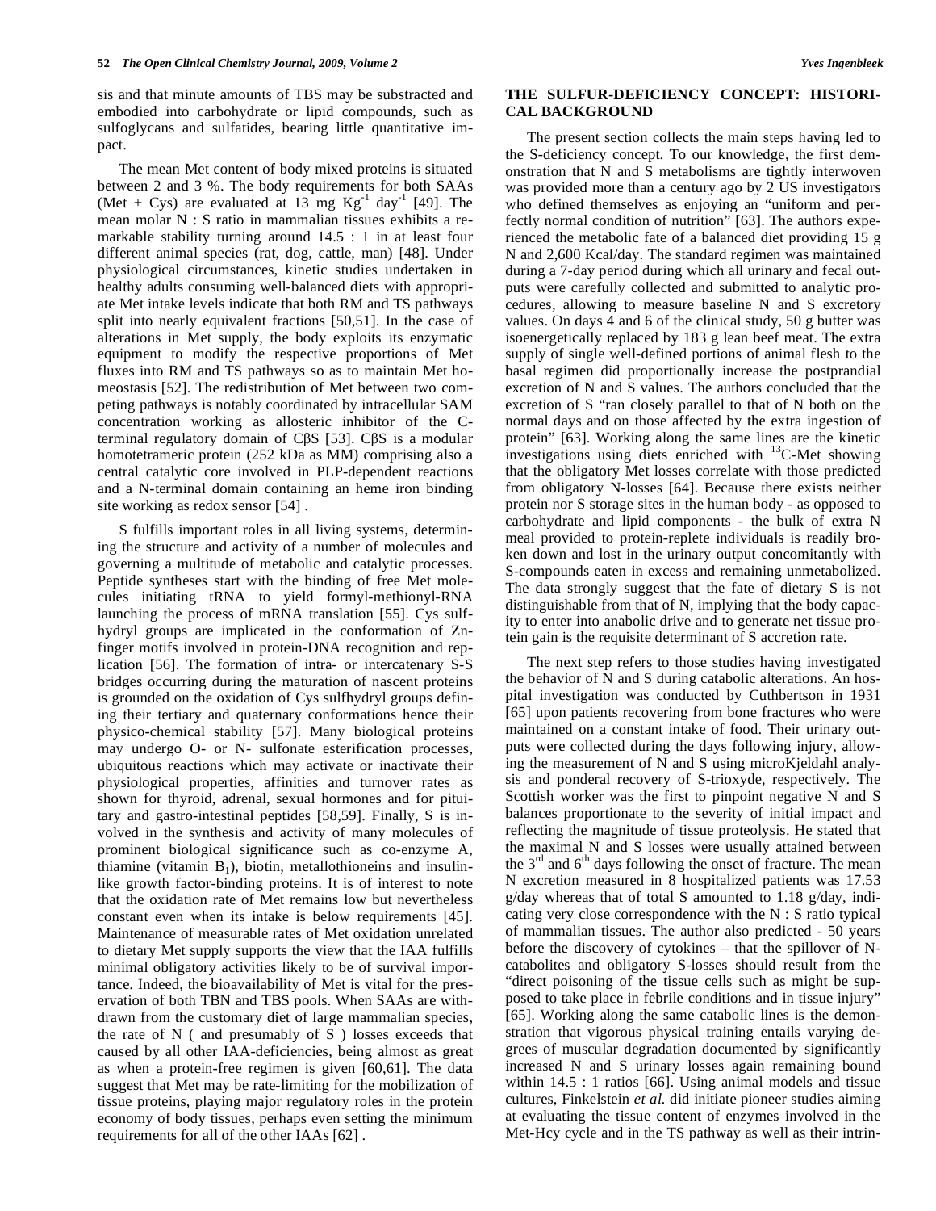sis and that minute amounts of TBS may be substracted and embodied into carbohydrate or lipid compounds, such as sulfoglycans and sulfatides, bearing little quantitative impact.

The mean Met content of body mixed proteins is situated between 2 and 3 %. The body requirements for both SAAs (Met + Cys) are evaluated at 13 mg $Kg^{-1}$ $day^{-1}$ [49]. The mean molar N : S ratio in mammalian tissues exhibits a remarkable stability turning around 14.5 : 1 in at least four different animal species (rat, dog, cattle, man) [48]. Under physiological circumstances, kinetic studies undertaken in healthy adults consuming well-balanced diets with appropriate Met intake levels indicate that both RM and TS pathways split into nearly equivalent fractions [50,51]. In the case of alterations in Met supply, the body exploits its enzymatic equipment to modify the respective proportions of Met fluxes into RM and TS pathways so as to maintain Met homeostasis [52]. The redistribution of Met between two competing pathways is notably coordinated by intracellular SAM concentration working as allosteric inhibitor of the C-terminal regulatory domain of CβS [53]. CβS is a modular homotetrameric protein (252 kDa as MM) comprising also a central catalytic core involved in PLP-dependent reactions and a N-terminal domain containing an heme iron binding site working as redox sensor [54] .

S fulfills important roles in all living systems, determining the structure and activity of a number of molecules and governing a multitude of metabolic and catalytic processes. Peptide syntheses start with the binding of free Met molecules initiating tRNA to yield formyl-methionyl-RNA launching the process of mRNA translation [55]. Cys sulfhydryl groups are implicated in the conformation of Zn-finger motifs involved in protein-DNA recognition and replication [56]. The formation of intra- or intercatenary S-S bridges occurring during the maturation of nascent proteins is grounded on the oxidation of Cys sulfhydryl groups defining their tertiary and quaternary conformations hence their physico-chemical stability [57]. Many biological proteins may undergo O- or N- sulfonate esterification processes, ubiquitous reactions which may activate or inactivate their physiological properties, affinities and turnover rates as shown for thyroid, adrenal, sexual hormones and for pituitary and gastro-intestinal peptides [58,59]. Finally, S is involved in the synthesis and activity of many molecules of prominent biological significance such as co-enzyme A, thiamine (vitamin $B_1$), biotin, metallothioneins and insulin-like growth factor-binding proteins. It is of interest to note that the oxidation rate of Met remains low but nevertheless constant even when its intake is below requirements [45]. Maintenance of measurable rates of Met oxidation unrelated to dietary Met supply supports the view that the IAA fulfills minimal obligatory activities likely to be of survival importance. Indeed, the bioavailability of Met is vital for the preservation of both TBN and TBS pools. When SAAs are withdrawn from the customary diet of large mammalian species, the rate of N ( and presumably of S ) losses exceeds that caused by all other IAA-deficiencies, being almost as great as when a protein-free regimen is given [60,61]. The data suggest that Met may be rate-limiting for the mobilization of tissue proteins, playing major regulatory roles in the protein economy of body tissues, perhaps even setting the minimum requirements for all of the other IAAs [62] .

## THE SULFUR-DEFICIENCY CONCEPT: HISTORICAL BACKGROUND

The present section collects the main steps having led to the S-deficiency concept. To our knowledge, the first demonstration that N and S metabolisms are tightly interwoven was provided more than a century ago by 2 US investigators who defined themselves as enjoying an "uniform and perfectly normal condition of nutrition" [63]. The authors experienced the metabolic fate of a balanced diet providing 15 g N and 2,600 Kcal/day. The standard regimen was maintained during a 7-day period during which all urinary and fecal outputs were carefully collected and submitted to analytic procedures, allowing to measure baseline N and S excretory values. On days 4 and 6 of the clinical study, 50 g butter was isoenergetically replaced by 183 g lean beef meat. The extra supply of single well-defined portions of animal flesh to the basal regimen did proportionally increase the postprandial excretion of N and S values. The authors concluded that the excretion of S "ran closely parallel to that of N both on the normal days and on those affected by the extra ingestion of protein" [63]. Working along the same lines are the kinetic investigations using diets enriched with $^{13}$C-Met showing that the obligatory Met losses correlate with those predicted from obligatory N-losses [64]. Because there exists neither protein nor S storage sites in the human body - as opposed to carbohydrate and lipid components - the bulk of extra N meal provided to protein-replete individuals is readily broken down and lost in the urinary output concomitantly with S-compounds eaten in excess and remaining unmetabolized. The data strongly suggest that the fate of dietary S is not distinguishable from that of N, implying that the body capacity to enter into anabolic drive and to generate net tissue protein gain is the requisite determinant of S accretion rate.

The next step refers to those studies having investigated the behavior of N and S during catabolic alterations. An hospital investigation was conducted by Cuthbertson in 1931 [65] upon patients recovering from bone fractures who were maintained on a constant intake of food. Their urinary outputs were collected during the days following injury, allowing the measurement of N and S using microKjeldahl analysis and ponderal recovery of S-trioxyde, respectively. The Scottish worker was the first to pinpoint negative N and S balances proportionate to the severity of initial impact and reflecting the magnitude of tissue proteolysis. He stated that the maximal N and S losses were usually attained between the 3$^{rd}$ and 6$^{th}$ days following the onset of fracture. The mean N excretion measured in 8 hospitalized patients was 17.53 g/day whereas that of total S amounted to 1.18 g/day, indicating very close correspondence with the N : S ratio typical of mammalian tissues. The author also predicted - 50 years before the discovery of cytokines – that the spillover of N-catabolites and obligatory S-losses should result from the "direct poisoning of the tissue cells such as might be supposed to take place in febrile conditions and in tissue injury" [65]. Working along the same catabolic lines is the demonstration that vigorous physical training entails varying degrees of muscular degradation documented by significantly increased N and S urinary losses again remaining bound within 14.5 : 1 ratios [66]. Using animal models and tissue cultures, Finkelstein *et al.* did initiate pioneer studies aiming at evaluating the tissue content of enzymes involved in the Met-Hcy cycle and in the TS pathway as well as their intrin-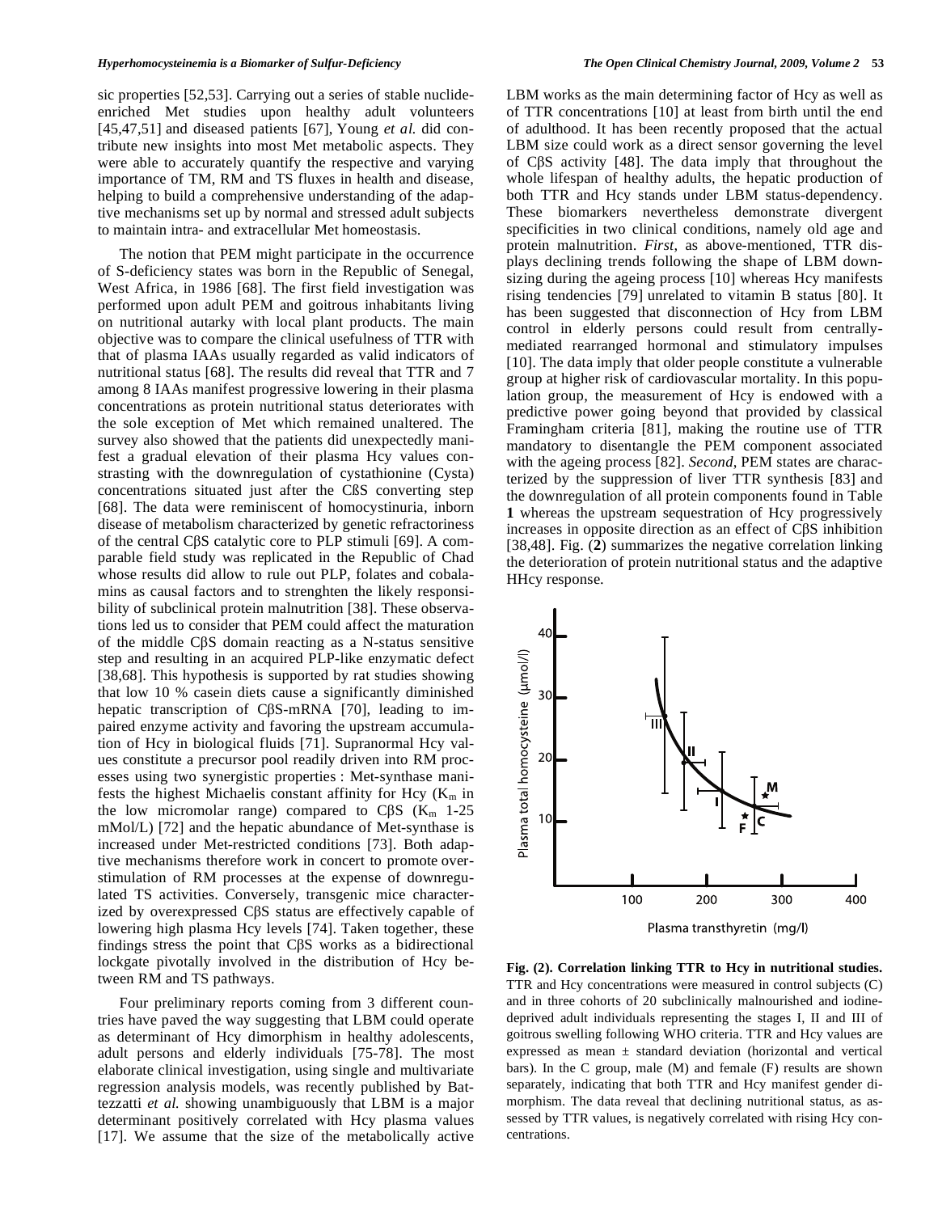sic properties [52,53]. Carrying out a series of stable nuclide-enriched Met studies upon healthy adult volunteers [45,47,51] and diseased patients [67], Young *et al.* did contribute new insights into most Met metabolic aspects. They were able to accurately quantify the respective and varying importance of TM, RM and TS fluxes in health and disease, helping to build a comprehensive understanding of the adaptive mechanisms set up by normal and stressed adult subjects to maintain intra- and extracellular Met homeostasis.

The notion that PEM might participate in the occurrence of S-deficiency states was born in the Republic of Senegal, West Africa, in 1986 [68]. The first field investigation was performed upon adult PEM and goitrous inhabitants living on nutritional autarky with local plant products. The main objective was to compare the clinical usefulness of TTR with that of plasma IAAs usually regarded as valid indicators of nutritional status [68]. The results did reveal that TTR and 7 among 8 IAAs manifest progressive lowering in their plasma concentrations as protein nutritional status deteriorates with the sole exception of Met which remained unaltered. The survey also showed that the patients did unexpectedly manifest a gradual elevation of their plasma Hcy values constrasting with the downregulation of cystathionine (Cysta) concentrations situated just after the CßS converting step [68]. The data were reminiscent of homocystinuria, inborn disease of metabolism characterized by genetic refractoriness of the central CβS catalytic core to PLP stimuli [69]. A comparable field study was replicated in the Republic of Chad whose results did allow to rule out PLP, folates and cobalamins as causal factors and to strenghten the likely responsibility of subclinical protein malnutrition [38]. These observations led us to consider that PEM could affect the maturation of the middle CβS domain reacting as a N-status sensitive step and resulting in an acquired PLP-like enzymatic defect [38,68]. This hypothesis is supported by rat studies showing that low 10 % casein diets cause a significantly diminished hepatic transcription of CβS-mRNA [70], leading to impaired enzyme activity and favoring the upstream accumulation of Hcy in biological fluids [71]. Supranormal Hcy values constitute a precursor pool readily driven into RM processes using two synergistic properties : Met-synthase manifests the highest Michaelis constant affinity for Hcy ($K_m$ in the low micromolar range) compared to CβS ($K_m$ 1-25 mMol/L) [72] and the hepatic abundance of Met-synthase is increased under Met-restricted conditions [73]. Both adaptive mechanisms therefore work in concert to promote overstimulation of RM processes at the expense of downregulated TS activities. Conversely, transgenic mice characterized by overexpressed CβS status are effectively capable of lowering high plasma Hcy levels [74]. Taken together, these findings stress the point that CβS works as a bidirectional lockgate pivotally involved in the distribution of Hcy between RM and TS pathways.

Four preliminary reports coming from 3 different countries have paved the way suggesting that LBM could operate as determinant of Hcy dimorphism in healthy adolescents, adult persons and elderly individuals [75-78]. The most elaborate clinical investigation, using single and multivariate regression analysis models, was recently published by Battezzati *et al.* showing unambiguously that LBM is a major determinant positively correlated with Hcy plasma values [17]. We assume that the size of the metabolically active LBM works as the main determining factor of Hcy as well as of TTR concentrations [10] at least from birth until the end of adulthood. It has been recently proposed that the actual LBM size could work as a direct sensor governing the level of CβS activity [48]. The data imply that throughout the whole lifespan of healthy adults, the hepatic production of both TTR and Hcy stands under LBM status-dependency. These biomarkers nevertheless demonstrate divergent specificities in two clinical conditions, namely old age and protein malnutrition. *First*, as above-mentioned, TTR displays declining trends following the shape of LBM downsizing during the ageing process [10] whereas Hcy manifests rising tendencies [79] unrelated to vitamin B status [80]. It has been suggested that disconnection of Hcy from LBM control in elderly persons could result from centrally-mediated rearranged hormonal and stimulatory impulses [10]. The data imply that older people constitute a vulnerable group at higher risk of cardiovascular mortality. In this population group, the measurement of Hcy is endowed with a predictive power going beyond that provided by classical Framingham criteria [81], making the routine use of TTR mandatory to disentangle the PEM component associated with the ageing process [82]. *Second*, PEM states are characterized by the suppression of liver TTR synthesis [83] and the downregulation of all protein components found in Table **1** whereas the upstream sequestration of Hcy progressively increases in opposite direction as an effect of CβS inhibition [38,48]. Fig. (**2**) summarizes the negative correlation linking the deterioration of protein nutritional status and the adaptive HHcy response.

**Fig. (2). Correlation linking TTR to Hcy in nutritional studies.** TTR and Hcy concentrations were measured in control subjects (C) and in three cohorts of 20 subclinically malnourished and iodine-deprived adult individuals representing the stages I, II and III of goitrous swelling following WHO criteria. TTR and Hcy values are expressed as mean ± standard deviation (horizontal and vertical bars). In the C group, male (M) and female (F) results are shown separately, indicating that both TTR and Hcy manifest gender dimorphism. The data reveal that declining nutritional status, as assessed by TTR values, is negatively correlated with rising Hcy concentrations.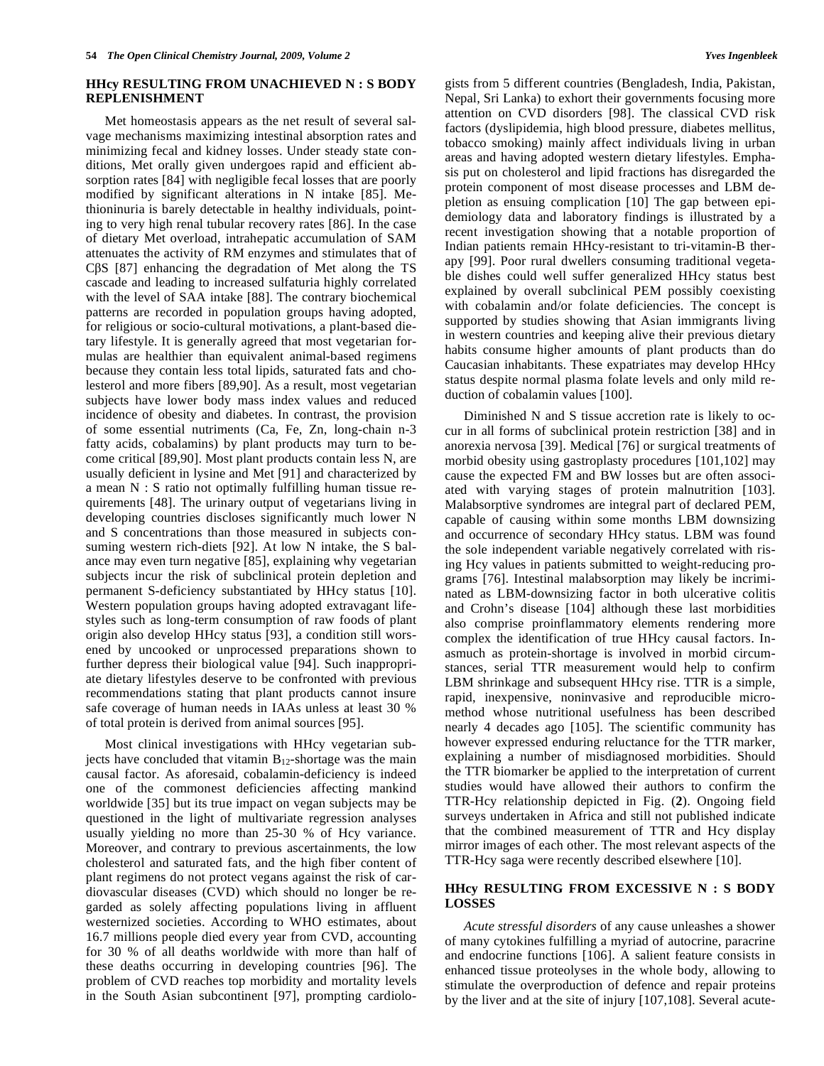## HHcy RESULTING FROM UNACHIEVED N : S BODY REPLENISHMENT

Met homeostasis appears as the net result of several salvage mechanisms maximizing intestinal absorption rates and minimizing fecal and kidney losses. Under steady state conditions, Met orally given undergoes rapid and efficient absorption rates [84] with negligible fecal losses that are poorly modified by significant alterations in N intake [85]. Methioninuria is barely detectable in healthy individuals, pointing to very high renal tubular recovery rates [86]. In the case of dietary Met overload, intrahepatic accumulation of SAM attenuates the activity of RM enzymes and stimulates that of CβS [87] enhancing the degradation of Met along the TS cascade and leading to increased sulfaturia highly correlated with the level of SAA intake [88]. The contrary biochemical patterns are recorded in population groups having adopted, for religious or socio-cultural motivations, a plant-based dietary lifestyle. It is generally agreed that most vegetarian formulas are healthier than equivalent animal-based regimens because they contain less total lipids, saturated fats and cholesterol and more fibers [89,90]. As a result, most vegetarian subjects have lower body mass index values and reduced incidence of obesity and diabetes. In contrast, the provision of some essential nutriments (Ca, Fe, Zn, long-chain n-3 fatty acids, cobalamins) by plant products may turn to become critical [89,90]. Most plant products contain less N, are usually deficient in lysine and Met [91] and characterized by a mean N : S ratio not optimally fulfilling human tissue requirements [48]. The urinary output of vegetarians living in developing countries discloses significantly much lower N and S concentrations than those measured in subjects consuming western rich-diets [92]. At low N intake, the S balance may even turn negative [85], explaining why vegetarian subjects incur the risk of subclinical protein depletion and permanent S-deficiency substantiated by HHcy status [10]. Western population groups having adopted extravagant lifestyles such as long-term consumption of raw foods of plant origin also develop HHcy status [93], a condition still worsened by uncooked or unprocessed preparations shown to further depress their biological value [94]. Such inappropriate dietary lifestyles deserve to be confronted with previous recommendations stating that plant products cannot insure safe coverage of human needs in IAAs unless at least 30 % of total protein is derived from animal sources [95].

Most clinical investigations with HHcy vegetarian subjects have concluded that vitamin $B_{12}$-shortage was the main causal factor. As aforesaid, cobalamin-deficiency is indeed one of the commonest deficiencies affecting mankind worldwide [35] but its true impact on vegan subjects may be questioned in the light of multivariate regression analyses usually yielding no more than 25-30 % of Hcy variance. Moreover, and contrary to previous ascertainments, the low cholesterol and saturated fats, and the high fiber content of plant regimens do not protect vegans against the risk of cardiovascular diseases (CVD) which should no longer be regarded as solely affecting populations living in affluent westernized societies. According to WHO estimates, about 16.7 millions people died every year from CVD, accounting for 30 % of all deaths worldwide with more than half of these deaths occurring in developing countries [96]. The problem of CVD reaches top morbidity and mortality levels in the South Asian subcontinent [97], prompting cardiologists from 5 different countries (Bengladesh, India, Pakistan, Nepal, Sri Lanka) to exhort their governments focusing more attention on CVD disorders [98]. The classical CVD risk factors (dyslipidemia, high blood pressure, diabetes mellitus, tobacco smoking) mainly affect individuals living in urban areas and having adopted western dietary lifestyles. Emphasis put on cholesterol and lipid fractions has disregarded the protein component of most disease processes and LBM depletion as ensuing complication [10] The gap between epidemiology data and laboratory findings is illustrated by a recent investigation showing that a notable proportion of Indian patients remain HHcy-resistant to tri-vitamin-B therapy [99]. Poor rural dwellers consuming traditional vegetable dishes could well suffer generalized HHcy status best explained by overall subclinical PEM possibly coexisting with cobalamin and/or folate deficiencies. The concept is supported by studies showing that Asian immigrants living in western countries and keeping alive their previous dietary habits consume higher amounts of plant products than do Caucasian inhabitants. These expatriates may develop HHcy status despite normal plasma folate levels and only mild reduction of cobalamin values [100].

Diminished N and S tissue accretion rate is likely to occur in all forms of subclinical protein restriction [38] and in anorexia nervosa [39]. Medical [76] or surgical treatments of morbid obesity using gastroplasty procedures [101,102] may cause the expected FM and BW losses but are often associated with varying stages of protein malnutrition [103]. Malabsorptive syndromes are integral part of declared PEM, capable of causing within some months LBM downsizing and occurrence of secondary HHcy status. LBM was found the sole independent variable negatively correlated with rising Hcy values in patients submitted to weight-reducing programs [76]. Intestinal malabsorption may likely be incriminated as LBM-downsizing factor in both ulcerative colitis and Crohn's disease [104] although these last morbidities also comprise proinflammatory elements rendering more complex the identification of true HHcy causal factors. Inasmuch as protein-shortage is involved in morbid circumstances, serial TTR measurement would help to confirm LBM shrinkage and subsequent HHcy rise. TTR is a simple, rapid, inexpensive, noninvasive and reproducible micromethod whose nutritional usefulness has been described nearly 4 decades ago [105]. The scientific community has however expressed enduring reluctance for the TTR marker, explaining a number of misdiagnosed morbidities. Should the TTR biomarker be applied to the interpretation of current studies would have allowed their authors to confirm the TTR-Hcy relationship depicted in Fig. (**2**). Ongoing field surveys undertaken in Africa and still not published indicate that the combined measurement of TTR and Hcy display mirror images of each other. The most relevant aspects of the TTR-Hcy saga were recently described elsewhere [10].

## HHcy RESULTING FROM EXCESSIVE N : S BODY LOSSES

*Acute stressful disorders* of any cause unleashes a shower of many cytokines fulfilling a myriad of autocrine, paracrine and endocrine functions [106]. A salient feature consists in enhanced tissue proteolyses in the whole body, allowing to stimulate the overproduction of defence and repair proteins by the liver and at the site of injury [107,108]. Several acute-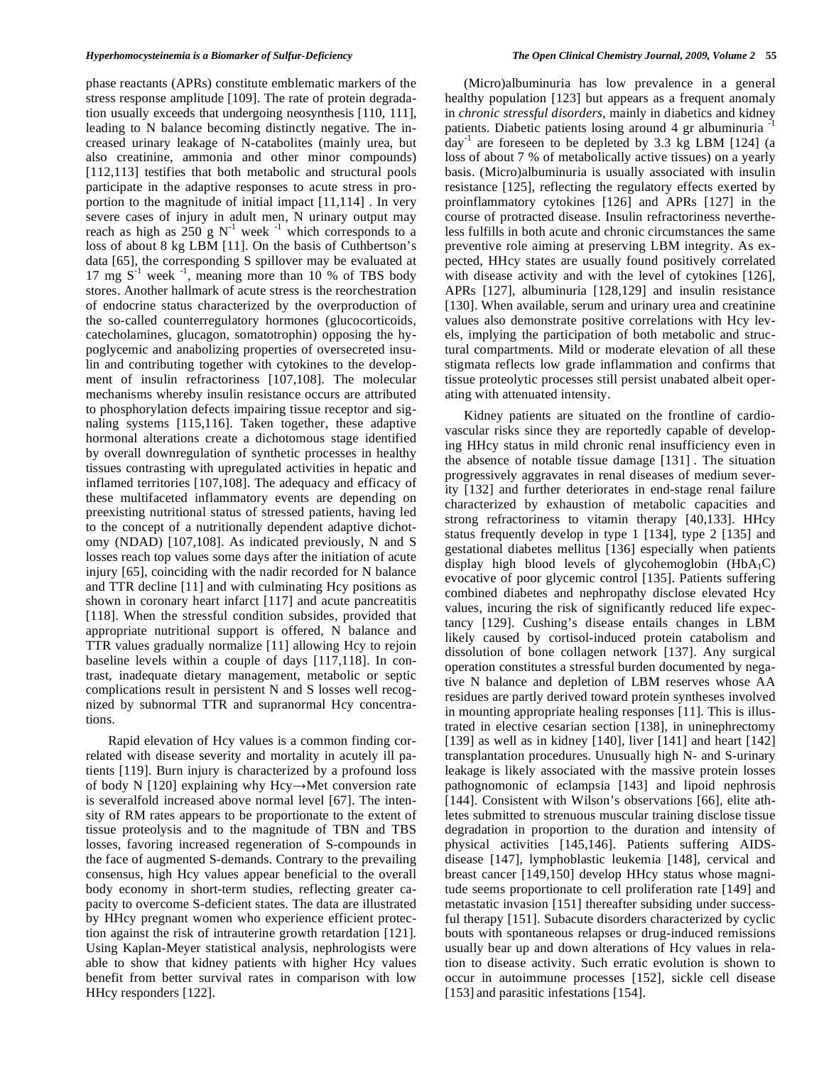phase reactants (APRs) constitute emblematic markers of the stress response amplitude [109]. The rate of protein degradation usually exceeds that undergoing neosynthesis [110, 111], leading to N balance becoming distinctly negative. The increased urinary leakage of N-catabolites (mainly urea, but also creatinine, ammonia and other minor compounds) [112,113] testifies that both metabolic and structural pools participate in the adaptive responses to acute stress in proportion to the magnitude of initial impact [11,114] . In very severe cases of injury in adult men, N urinary output may reach as high as 250 g $N^{-1}$ week $^{-1}$ which corresponds to a loss of about 8 kg LBM [11]. On the basis of Cuthbertson's data [65], the corresponding S spillover may be evaluated at 17 mg $S^{-1}$ week $^{-1}$, meaning more than 10 % of TBS body stores. Another hallmark of acute stress is the reorchestration of endocrine status characterized by the overproduction of the so-called counterregulatory hormones (glucocorticoids, catecholamines, glucagon, somatotrophin) opposing the hypoglycemic and anabolizing properties of oversecreted insulin and contributing together with cytokines to the development of insulin refractoriness [107,108]. The molecular mechanisms whereby insulin resistance occurs are attributed to phosphorylation defects impairing tissue receptor and signaling systems [115,116]. Taken together, these adaptive hormonal alterations create a dichotomous stage identified by overall downregulation of synthetic processes in healthy tissues contrasting with upregulated activities in hepatic and inflamed territories [107,108]. The adequacy and efficacy of these multifaceted inflammatory events are depending on preexisting nutritional status of stressed patients, having led to the concept of a nutritionally dependent adaptive dichotomy (NDAD) [107,108]. As indicated previously, N and S losses reach top values some days after the initiation of acute injury [65], coinciding with the nadir recorded for N balance and TTR decline [11] and with culminating Hcy positions as shown in coronary heart infarct [117] and acute pancreatitis [118]. When the stressful condition subsides, provided that appropriate nutritional support is offered, N balance and TTR values gradually normalize [11] allowing Hcy to rejoin baseline levels within a couple of days [117,118]. In contrast, inadequate dietary management, metabolic or septic complications result in persistent N and S losses well recognized by subnormal TTR and supranormal Hcy concentrations.

Rapid elevation of Hcy values is a common finding correlated with disease severity and mortality in acutely ill patients [119]. Burn injury is characterized by a profound loss of body N [120] explaining why Hcy→Met conversion rate is severalfold increased above normal level [67]. The intensity of RM rates appears to be proportionate to the extent of tissue proteolysis and to the magnitude of TBN and TBS losses, favoring increased regeneration of S-compounds in the face of augmented S-demands. Contrary to the prevailing consensus, high Hcy values appear beneficial to the overall body economy in short-term studies, reflecting greater capacity to overcome S-deficient states. The data are illustrated by HHcy pregnant women who experience efficient protection against the risk of intrauterine growth retardation [121]. Using Kaplan-Meyer statistical analysis, nephrologists were able to show that kidney patients with higher Hcy values benefit from better survival rates in comparison with low HHcy responders [122].

(Micro)albuminuria has low prevalence in a general healthy population [123] but appears as a frequent anomaly in *chronic stressful disorders*, mainly in diabetics and kidney patients. Diabetic patients losing around 4 gr albuminuria $^{-1}$ day$^{-1}$ are foreseen to be depleted by 3.3 kg LBM [124] (a loss of about 7 % of metabolically active tissues) on a yearly basis. (Micro)albuminuria is usually associated with insulin resistance [125], reflecting the regulatory effects exerted by proinflammatory cytokines [126] and APRs [127] in the course of protracted disease. Insulin refractoriness nevertheless fulfills in both acute and chronic circumstances the same preventive role aiming at preserving LBM integrity. As expected, HHcy states are usually found positively correlated with disease activity and with the level of cytokines [126], APRs [127], albuminuria [128,129] and insulin resistance [130]. When available, serum and urinary urea and creatinine values also demonstrate positive correlations with Hcy levels, implying the participation of both metabolic and structural compartments. Mild or moderate elevation of all these stigmata reflects low grade inflammation and confirms that tissue proteolytic processes still persist unabated albeit operating with attenuated intensity.

Kidney patients are situated on the frontline of cardiovascular risks since they are reportedly capable of developing HHcy status in mild chronic renal insufficiency even in the absence of notable tissue damage [131] . The situation progressively aggravates in renal diseases of medium severity [132] and further deteriorates in end-stage renal failure characterized by exhaustion of metabolic capacities and strong refractoriness to vitamin therapy [40,133]. HHcy status frequently develop in type 1 [134], type 2 [135] and gestational diabetes mellitus [136] especially when patients display high blood levels of glycohemoglobin ($HbA_1C$) evocative of poor glycemic control [135]. Patients suffering combined diabetes and nephropathy disclose elevated Hcy values, incuring the risk of significantly reduced life expectancy [129]. Cushing's disease entails changes in LBM likely caused by cortisol-induced protein catabolism and dissolution of bone collagen network [137]. Any surgical operation constitutes a stressful burden documented by negative N balance and depletion of LBM reserves whose AA residues are partly derived toward protein syntheses involved in mounting appropriate healing responses [11]. This is illustrated in elective cesarian section [138], in uninephrectomy [139] as well as in kidney [140], liver [141] and heart [142] transplantation procedures. Unusually high N- and S-urinary leakage is likely associated with the massive protein losses pathognomonic of eclampsia [143] and lipoid nephrosis [144]. Consistent with Wilson's observations [66], elite athletes submitted to strenuous muscular training disclose tissue degradation in proportion to the duration and intensity of physical activities [145,146]. Patients suffering AIDS-disease [147], lymphoblastic leukemia [148], cervical and breast cancer [149,150] develop HHcy status whose magnitude seems proportionate to cell proliferation rate [149] and metastatic invasion [151] thereafter subsiding under successful therapy [151]. Subacute disorders characterized by cyclic bouts with spontaneous relapses or drug-induced remissions usually bear up and down alterations of Hcy values in relation to disease activity. Such erratic evolution is shown to occur in autoimmune processes [152], sickle cell disease [153] and parasitic infestations [154].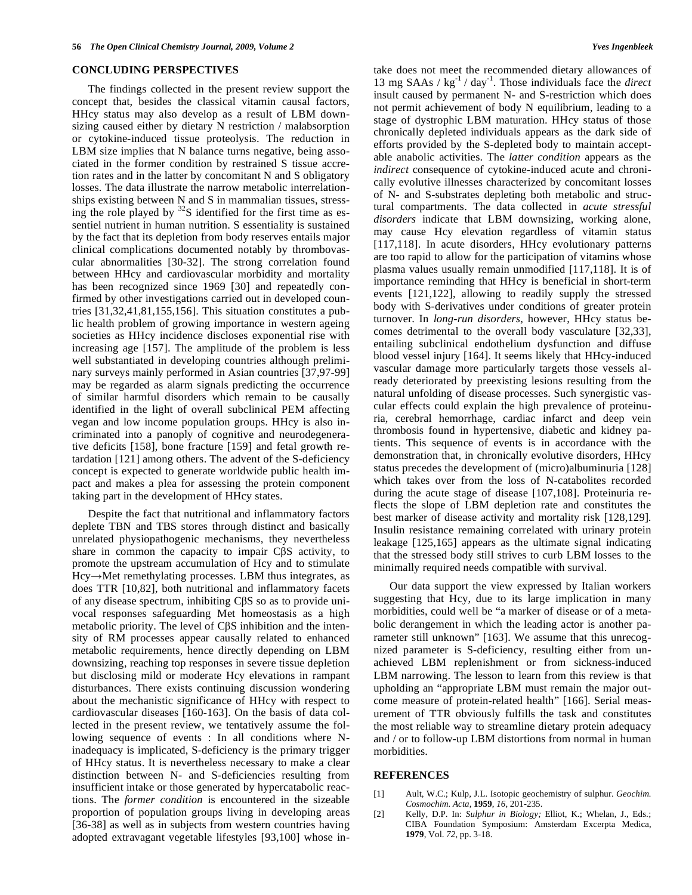## CONCLUDING PERSPECTIVES

The findings collected in the present review support the concept that, besides the classical vitamin causal factors, HHcy status may also develop as a result of LBM downsizing caused either by dietary N restriction / malabsorption or cytokine-induced tissue proteolysis. The reduction in LBM size implies that N balance turns negative, being associated in the former condition by restrained S tissue accretion rates and in the latter by concomitant N and S obligatory losses. The data illustrate the narrow metabolic interrelationships existing between N and S in mammalian tissues, stressing the role played by $^{32}$S identified for the first time as essentiel nutrient in human nutrition. S essentiality is sustained by the fact that its depletion from body reserves entails major clinical complications documented notably by thrombovascular abnormalities [30-32]. The strong correlation found between HHcy and cardiovascular morbidity and mortality has been recognized since 1969 [30] and repeatedly confirmed by other investigations carried out in developed countries [31,32,41,81,155,156]. This situation constitutes a public health problem of growing importance in western ageing societies as HHcy incidence discloses exponential rise with increasing age [157]. The amplitude of the problem is less well substantiated in developing countries although preliminary surveys mainly performed in Asian countries [37,97-99] may be regarded as alarm signals predicting the occurrence of similar harmful disorders which remain to be causally identified in the light of overall subclinical PEM affecting vegan and low income population groups. HHcy is also incriminated into a panoply of cognitive and neurodegenerative deficits [158], bone fracture [159] and fetal growth retardation [121] among others. The advent of the S-deficiency concept is expected to generate worldwide public health impact and makes a plea for assessing the protein component taking part in the development of HHcy states.

Despite the fact that nutritional and inflammatory factors deplete TBN and TBS stores through distinct and basically unrelated physiopathogenic mechanisms, they nevertheless share in common the capacity to impair CβS activity, to promote the upstream accumulation of Hcy and to stimulate Hcy→Met remethylating processes. LBM thus integrates, as does TTR [10,82], both nutritional and inflammatory facets of any disease spectrum, inhibiting CβS so as to provide univocal responses safeguarding Met homeostasis as a high metabolic priority. The level of CβS inhibition and the intensity of RM processes appear causally related to enhanced metabolic requirements, hence directly depending on LBM downsizing, reaching top responses in severe tissue depletion but disclosing mild or moderate Hcy elevations in rampant disturbances. There exists continuing discussion wondering about the mechanistic significance of HHcy with respect to cardiovascular diseases [160-163]. On the basis of data collected in the present review, we tentatively assume the following sequence of events : In all conditions where N-inadequacy is implicated, S-deficiency is the primary trigger of HHcy status. It is nevertheless necessary to make a clear distinction between N- and S-deficiencies resulting from insufficient intake or those generated by hypercatabolic reactions. The *former condition* is encountered in the sizeable proportion of population groups living in developing areas [36-38] as well as in subjects from western countries having adopted extravagant vegetable lifestyles [93,100] whose intake does not meet the recommended dietary allowances of 13 mg SAAs / $kg^{-1}$ / $day^{-1}$. Those individuals face the *direct* insult caused by permanent N- and S-restriction which does not permit achievement of body N equilibrium, leading to a stage of dystrophic LBM maturation. HHcy status of those chronically depleted individuals appears as the dark side of efforts provided by the S-depleted body to maintain acceptable anabolic activities. The *latter condition* appears as the *indirect* consequence of cytokine-induced acute and chronically evolutive illnesses characterized by concomitant losses of N- and S-substrates depleting both metabolic and structural compartments. The data collected in *acute stressful disorders* indicate that LBM downsizing, working alone, may cause Hcy elevation regardless of vitamin status [117,118]. In acute disorders, HHcy evolutionary patterns are too rapid to allow for the participation of vitamins whose plasma values usually remain unmodified [117,118]. It is of importance reminding that HHcy is beneficial in short-term events [121,122], allowing to readily supply the stressed body with S-derivatives under conditions of greater protein turnover. In *long-run disorders,* however, HHcy status becomes detrimental to the overall body vasculature [32,33], entailing subclinical endothelium dysfunction and diffuse blood vessel injury [164]. It seems likely that HHcy-induced vascular damage more particularly targets those vessels already deteriorated by preexisting lesions resulting from the natural unfolding of disease processes. Such synergistic vascular effects could explain the high prevalence of proteinuria, cerebral hemorrhage, cardiac infarct and deep vein thrombosis found in hypertensive, diabetic and kidney patients. This sequence of events is in accordance with the demonstration that, in chronically evolutive disorders, HHcy status precedes the development of (micro)albuminuria [128] which takes over from the loss of N-catabolites recorded during the acute stage of disease [107,108]. Proteinuria reflects the slope of LBM depletion rate and constitutes the best marker of disease activity and mortality risk [128,129]. Insulin resistance remaining correlated with urinary protein leakage [125,165] appears as the ultimate signal indicating that the stressed body still strives to curb LBM losses to the minimally required needs compatible with survival.

Our data support the view expressed by Italian workers suggesting that Hcy, due to its large implication in many morbidities, could well be "a marker of disease or of a metabolic derangement in which the leading actor is another parameter still unknown" [163]. We assume that this unrecognized parameter is S-deficiency, resulting either from unachieved LBM replenishment or from sickness-induced LBM narrowing. The lesson to learn from this review is that upholding an "appropriate LBM must remain the major outcome measure of protein-related health" [166]. Serial measurement of TTR obviously fulfills the task and constitutes the most reliable way to streamline dietary protein adequacy and / or to follow-up LBM distortions from normal in human morbidities.

## REFERENCES

[1] Ault, W.C.; Kulp, J.L. Isotopic geochemistry of sulphur. *Geochim. Cosmochim. Acta*, **1959**, *16*, 201-235.

[2] Kelly, D.P. In: *Sulphur in Biology;* Elliot, K.; Whelan, J., Eds.; CIBA Foundation Symposium: Amsterdam Excerpta Medica, **1979**, Vol. *72*, pp. 3-18.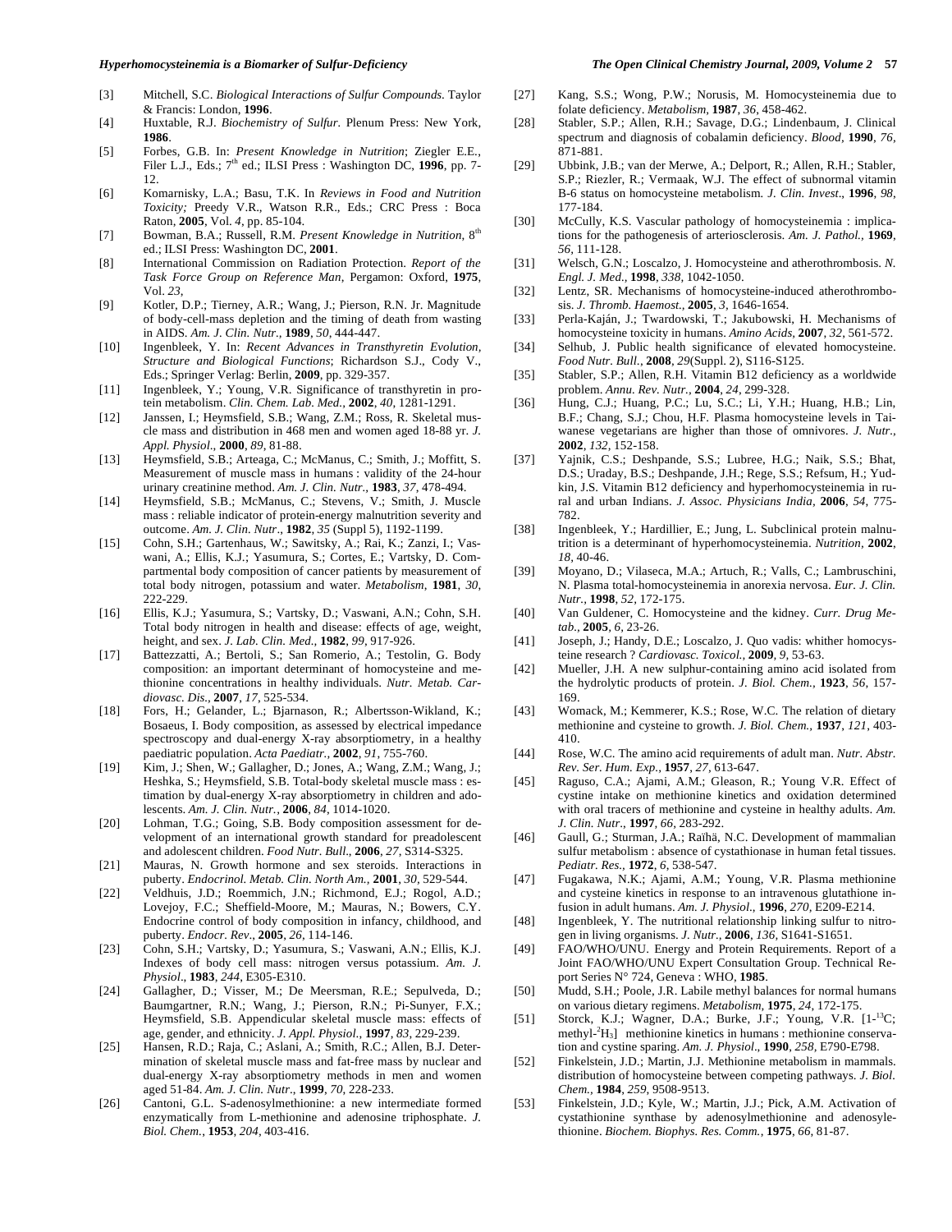[3] Mitchell, S.C. *Biological Interactions of Sulfur Compounds*. Taylor & Francis: London, **1996**.

[4] Huxtable, R.J. *Biochemistry of Sulfur*. Plenum Press: New York, **1986**.

[5] Forbes, G.B. In: *Present Knowledge in Nutrition*; Ziegler E.E., Filer L.J., Eds.; 7th ed.; ILSI Press : Washington DC, **1996**, pp. 7-12.

[6] Komarnisky, L.A.; Basu, T.K. In *Reviews in Food and Nutrition Toxicity;* Preedy V.R., Watson R.R., Eds.; CRC Press : Boca Raton, **2005**, Vol. *4*, pp. 85-104.

[7] Bowman, B.A.; Russell, R.M. *Present Knowledge in Nutrition*, 8th ed.; ILSI Press: Washington DC, **2001**.

[8] International Commission on Radiation Protection. *Report of the Task Force Group on Reference Man*, Pergamon: Oxford, **1975**, Vol. *23*,

[9] Kotler, D.P.; Tierney, A.R.; Wang, J.; Pierson, R.N. Jr. Magnitude of body-cell-mass depletion and the timing of death from wasting in AIDS. *Am. J. Clin. Nutr.*, **1989**, *50*, 444-447.

[10] Ingenbleek, Y. In: *Recent Advances in Transthyretin Evolution, Structure and Biological Functions*; Richardson S.J., Cody V., Eds.; Springer Verlag: Berlin, **2009**, pp. 329-357.

[11] Ingenbleek, Y.; Young, V.R. Significance of transthyretin in protein metabolism. *Clin. Chem. Lab. Med.*, **2002**, *40*, 1281-1291.

[12] Janssen, I.; Heymsfield, S.B.; Wang, Z.M.; Ross, R. Skeletal muscle mass and distribution in 468 men and women aged 18-88 yr. *J. Appl. Physiol.*, **2000**, *89*, 81-88.

[13] Heymsfield, S.B.; Arteaga, C.; McManus, C.; Smith, J.; Moffitt, S. Measurement of muscle mass in humans : validity of the 24-hour urinary creatinine method. *Am. J. Clin. Nutr.*, **1983**, *37*, 478-494.

[14] Heymsfield, S.B.; McManus, C.; Stevens, V.; Smith, J. Muscle mass : reliable indicator of protein-energy malnutrition severity and outcome. *Am. J. Clin. Nutr.*, **1982**, *35* (Suppl 5), 1192-1199.

[15] Cohn, S.H.; Gartenhaus, W.; Sawitsky, A.; Rai, K.; Zanzi, I.; Vaswani, A.; Ellis, K.J.; Yasumura, S.; Cortes, E.; Vartsky, D. Compartmental body composition of cancer patients by measurement of total body nitrogen, potassium and water. *Metabolism*, **1981**, *30*, 222-229.

[16] Ellis, K.J.; Yasumura, S.; Vartsky, D.; Vaswani, A.N.; Cohn, S.H. Total body nitrogen in health and disease: effects of age, weight, height, and sex. *J. Lab. Clin. Med.*, **1982**, *99*, 917-926.

[17] Battezzatti, A.; Bertoli, S.; San Romerio, A.; Testolin, G. Body composition: an important determinant of homocysteine and methionine concentrations in healthy individuals. *Nutr. Metab. Cardiovasc. Dis.*, **2007**, *17*, 525-534.

[18] Fors, H.; Gelander, L.; Bjarnason, R.; Albertsson-Wikland, K.; Bosaeus, I. Body composition, as assessed by electrical impedance spectroscopy and dual-energy X-ray absorptiometry, in a healthy paediatric population. *Acta Paediatr.*, **2002**, *91*, 755-760.

[19] Kim, J.; Shen, W.; Gallagher, D.; Jones, A.; Wang, Z.M.; Wang, J.; Heshka, S.; Heymsfield, S.B. Total-body skeletal muscle mass : estimation by dual-energy X-ray absorptiometry in children and adolescents. *Am. J. Clin. Nutr.*, **2006**, *84*, 1014-1020.

[20] Lohman, T.G.; Going, S.B. Body composition assessment for development of an international growth standard for preadolescent and adolescent children. *Food Nutr. Bull.*, **2006**, *27*, S314-S325.

[21] Mauras, N. Growth hormone and sex steroids. Interactions in puberty. *Endocrinol. Metab. Clin. North Am.*, **2001**, *30*, 529-544.

[22] Veldhuis, J.D.; Roemmich, J.N.; Richmond, E.J.; Rogol, A.D.; Lovejoy, F.C.; Sheffield-Moore, M.; Mauras, N.; Bowers, C.Y. Endocrine control of body composition in infancy, childhood, and puberty. *Endocr. Rev.*, **2005**, *26*, 114-146.

[23] Cohn, S.H.; Vartsky, D.; Yasumura, S.; Vaswani, A.N.; Ellis, K.J. Indexes of body cell mass: nitrogen versus potassium. *Am. J. Physiol.*, **1983**, *244*, E305-E310.

[24] Gallagher, D.; Visser, M.; De Meersman, R.E.; Sepulveda, D.; Baumgartner, R.N.; Wang, J.; Pierson, R.N.; Pi-Sunyer, F.X.; Heymsfield, S.B. Appendicular skeletal muscle mass: effects of age, gender, and ethnicity. *J. Appl. Physiol.*, **1997**, *83*, 229-239.

[25] Hansen, R.D.; Raja, C.; Aslani, A.; Smith, R.C.; Allen, B.J. Determination of skeletal muscle mass and fat-free mass by nuclear and dual-energy X-ray absorptiometry methods in men and women aged 51-84. *Am. J. Clin. Nutr.*, **1999**, *70*, 228-233.

[26] Cantoni, G.L. S-adenosylmethionine: a new intermediate formed enzymatically from L-methionine and adenosine triphosphate. *J. Biol. Chem.*, **1953**, *204*, 403-416.

[27] Kang, S.S.; Wong, P.W.; Norusis, M. Homocysteinemia due to folate deficiency. *Metabolism*, **1987**, *36*, 458-462.

[28] Stabler, S.P.; Allen, R.H.; Savage, D.G.; Lindenbaum, J. Clinical spectrum and diagnosis of cobalamin deficiency. *Blood*, **1990**, *76*, 871-881.

[29] Ubbink, J.B.; van der Merwe, A.; Delport, R.; Allen, R.H.; Stabler, S.P.; Riezler, R.; Vermaak, W.J. The effect of subnormal vitamin B-6 status on homocysteine metabolism. *J. Clin. Invest.*, **1996**, *98*, 177-184.

[30] McCully, K.S. Vascular pathology of homocysteinemia : implications for the pathogenesis of arteriosclerosis. *Am. J. Pathol.*, **1969**, *56*, 111-128.

[31] Welsch, G.N.; Loscalzo, J. Homocysteine and atherothrombosis. *N. Engl. J. Med.*, **1998**, *338*, 1042-1050.

[32] Lentz, SR. Mechanisms of homocysteine-induced atherothrombosis. *J. Thromb. Haemost.*, **2005**, *3*, 1646-1654.

[33] Perla-Kaján, J.; Twardowski, T.; Jakubowski, H. Mechanisms of homocysteine toxicity in humans. *Amino Acids*, **2007**, *32*, 561-572.

[34] Selhub, J. Public health significance of elevated homocysteine. *Food Nutr. Bull.*, **2008**, *29*(Suppl. 2), S116-S125.

[35] Stabler, S.P.; Allen, R.H. Vitamin B12 deficiency as a worldwide problem. *Annu. Rev. Nutr.*, **2004**, *24*, 299-328.

[36] Hung, C.J.; Huang, P.C.; Lu, S.C.; Li, Y.H.; Huang, H.B.; Lin, B.F.; Chang, S.J.; Chou, H.F. Plasma homocysteine levels in Taiwanese vegetarians are higher than those of omnivores. *J. Nutr.*, **2002**, *132*, 152-158.

[37] Yajnik, C.S.; Deshpande, S.S.; Lubree, H.G.; Naik, S.S.; Bhat, D.S.; Uraday, B.S.; Deshpande, J.H.; Rege, S.S.; Refsum, H.; Yudkin, J.S. Vitamin B12 deficiency and hyperhomocysteinemia in rural and urban Indians. *J. Assoc. Physicians India*, **2006**, *54*, 775-782.

[38] Ingenbleek, Y.; Hardillier, E.; Jung, L. Subclinical protein malnutrition is a determinant of hyperhomocysteinemia. *Nutrition*, **2002**, *18*, 40-46.

[39] Moyano, D.; Vilaseca, M.A.; Artuch, R.; Valls, C.; Lambruschini, N. Plasma total-homocysteinemia in anorexia nervosa. *Eur. J. Clin. Nutr.*, **1998**, *52*, 172-175.

[40] Van Guldener, C. Homocysteine and the kidney. *Curr. Drug Metab.*, **2005**, *6*, 23-26.

[41] Joseph, J.; Handy, D.E.; Loscalzo, J. Quo vadis: whither homocysteine research ? *Cardiovasc. Toxicol.*, **2009**, *9*, 53-63.

[42] Mueller, J.H. A new sulphur-containing amino acid isolated from the hydrolytic products of protein. *J. Biol. Chem.*, **1923**, *56*, 157-169.

[43] Womack, M.; Kemmerer, K.S.; Rose, W.C. The relation of dietary methionine and cysteine to growth. *J. Biol. Chem.*, **1937**, *121*, 403-410.

[44] Rose, W.C. The amino acid requirements of adult man. *Nutr. Abstr. Rev. Ser. Hum. Exp.*, **1957**, *27*, 613-647.

[45] Raguso, C.A.; Ajami, A.M.; Gleason, R.; Young V.R. Effect of cystine intake on methionine kinetics and oxidation determined with oral tracers of methionine and cysteine in healthy adults. *Am. J. Clin. Nutr.*, **1997**, *66*, 283-292.

[46] Gaull, G.; Sturman, J.A.; Raïhä, N.C. Development of mammalian sulfur metabolism : absence of cystathionase in human fetal tissues. *Pediatr. Res.*, **1972**, *6*, 538-547.

[47] Fugakawa, N.K.; Ajami, A.M.; Young, V.R. Plasma methionine and cysteine kinetics in response to an intravenous glutathione infusion in adult humans. *Am. J. Physiol.*, **1996**, *270*, E209-E214.

[48] Ingenbleek, Y. The nutritional relationship linking sulfur to nitrogen in living organisms. *J. Nutr.*, **2006**, *136*, S1641-S1651.

[49] FAO/WHO/UNU. Energy and Protein Requirements. Report of a Joint FAO/WHO/UNU Expert Consultation Group. Technical Report Series N° 724, Geneva : WHO, **1985**.

[50] Mudd, S.H.; Poole, J.R. Labile methyl balances for normal humans on various dietary regimens. *Metabolism*, **1975**, *24*, 172-175.

[51] Storck, K.J.; Wagner, D.A.; Burke, J.F.; Young, V.R. [1-$^{13}$C; methyl-$^{2}H_3$] methionine kinetics in humans : methionine conservation and cystine sparing. *Am. J. Physiol.*, **1990**, *258*, E790-E798.

[52] Finkelstein, J.D.; Martin, J.J. Methionine metabolism in mammals. distribution of homocysteine between competing pathways. *J. Biol. Chem.*, **1984**, *259*, 9508-9513.

[53] Finkelstein, J.D.; Kyle, W.; Martin, J.J.; Pick, A.M. Activation of cystathionine synthase by adenosylmethionine and adenosylethionine. *Biochem. Biophys. Res. Comm.*, **1975**, *66*, 81-87.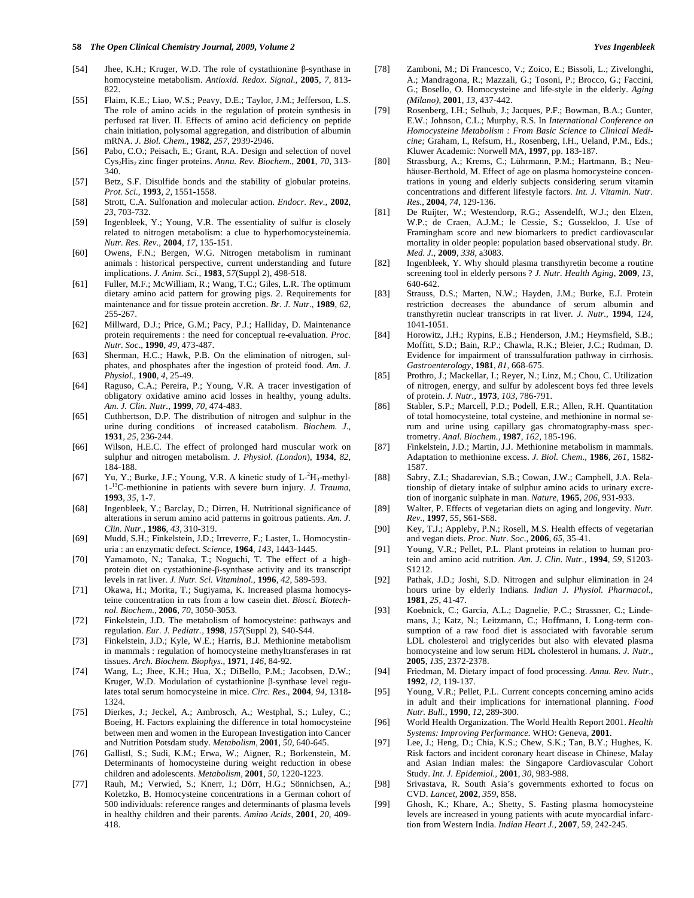[54] Jhee, K.H.; Kruger, W.D. The role of cystathionine β-synthase in homocysteine metabolism. *Antioxid. Redox. Signal.*, **2005**, *7*, 813-822.

[55] Flaim, K.E.; Liao, W.S.; Peavy, D.E.; Taylor, J.M.; Jefferson, L.S. The role of amino acids in the regulation of protein synthesis in perfused rat liver. II. Effects of amino acid deficiency on peptide chain initiation, polysomal aggregation, and distribution of albumin mRNA. *J. Biol. Chem.*, **1982**, *257*, 2939-2946.

[56] Pabo, C.O.; Peisach, E.; Grant, R.A. Design and selection of novel $Cys_2His_2$ zinc finger proteins. *Annu. Rev. Biochem.*, **2001**, *70*, 313-340.

[57] Betz, S.F. Disulfide bonds and the stability of globular proteins. *Prot. Sci.*, **1993**, *2*, 1551-1558.

[58] Strott, C.A. Sulfonation and molecular action. *Endocr. Rev.*, **2002**, *23*, 703-732.

[59] Ingenbleek, Y.; Young, V.R. The essentiality of sulfur is closely related to nitrogen metabolism: a clue to hyperhomocysteinemia. *Nutr. Res. Rev.*, **2004**, *17*, 135-151.

[60] Owens, F.N.; Bergen, W.G. Nitrogen metabolism in ruminant animals : historical perspective, current understanding and future implications. *J. Anim. Sci.*, **1983**, *57*(Suppl 2), 498-518.

[61] Fuller, M.F.; McWilliam, R.; Wang, T.C.; Giles, L.R. The optimum dietary amino acid pattern for growing pigs. 2. Requirements for maintenance and for tissue protein accretion. *Br. J. Nutr*., **1989**, *62*, 255-267.

[62] Millward, D.J.; Price, G.M.; Pacy, P.J.; Halliday, D. Maintenance protein requirements : the need for conceptual re-evaluation. *Proc. Nutr. Soc*., **1990**, *49*, 473-487.

[63] Sherman, H.C.; Hawk, P.B. On the elimination of nitrogen, sulphates, and phosphates after the ingestion of proteid food. *Am. J. Physiol.*, **1900**, *4*, 25-49.

[64] Raguso, C.A.; Pereira, P.; Young, V.R. A tracer investigation of obligatory oxidative amino acid losses in healthy, young adults. *Am. J. Clin. Nutr.*, **1999**, *70*, 474-483.

[65] Cuthbertson, D.P. The distribution of nitrogen and sulphur in the urine during conditions of increased catabolism. *Biochem. J*., **1931**, *25*, 236-244.

[66] Wilson, H.E.C. The effect of prolonged hard muscular work on sulphur and nitrogen metabolism. *J. Physiol. (London*), **1934**, *82*, 184-188.

[67] Yu, Y.; Burke, J.F.; Young, V.R. A kinetic study of L-$^{2}H_3$-methyl-1-$^{13}$C-methionine in patients with severe burn injury. *J. Trauma,* **1993**, *35*, 1-7.

[68] Ingenbleek, Y.; Barclay, D.; Dirren, H. Nutritional significance of alterations in serum amino acid patterns in goitrous patients. *Am. J. Clin. Nutr.*, **1986**, *43*, 310-319.

[69] Mudd, S.H.; Finkelstein, J.D.; Irreverre, F.; Laster, L. Homocystinuria : an enzymatic defect. *Science*, **1964**, *143*, 1443-1445.

[70] Yamamoto, N.; Tanaka, T.; Noguchi, T. The effect of a high-protein diet on cystathionine-β-synthase activity and its transcript levels in rat liver. *J. Nutr. Sci. Vitaminol.*, **1996**, *42*, 589-593.

[71] Okawa, H.; Morita, T.; Sugiyama, K. Increased plasma homocysteine concentration in rats from a low casein diet. *Biosci. Biotechnol. Biochem.*, **2006**, *70*, 3050-3053.

[72] Finkelstein, J.D. The metabolism of homocysteine: pathways and regulation. *Eur. J. Pediatr.*, **1998**, *157*(Suppl 2), S40-S44.

[73] Finkelstein, J.D.; Kyle, W.E.; Harris, B.J. Methionine metabolism in mammals : regulation of homocysteine methyltransferases in rat tissues. *Arch. Biochem. Biophys.*, **1971**, *146*, 84-92.

[74] Wang, L.; Jhee, K.H.; Hua, X.; DiBello, P.M.; Jacobsen, D.W.; Kruger, W.D. Modulation of cystathionine β-synthase level regulates total serum homocysteine in mice. *Circ. Res.*, **2004**, *94*, 1318-1324.

[75] Dierkes, J.; Jeckel, A.; Ambrosch, A.; Westphal, S.; Luley, C.; Boeing, H. Factors explaining the difference in total homocysteine between men and women in the European Investigation into Cancer and Nutrition Potsdam study. *Metabolism*, **2001**, *50*, 640-645.

[76] Gallistl, S.; Sudi, K.M.; Erwa, W.; Aigner, R.; Borkenstein, M. Determinants of homocysteine during weight reduction in obese children and adolescents. *Metabolism*, **2001**, *50*, 1220-1223.

[77] Rauh, M.; Verwied, S.; Knerr, I.; Dörr, H.G.; Sönnichsen, A.; Koletzko, B. Homocysteine concentrations in a German cohort of 500 individuals: reference ranges and determinants of plasma levels in healthy children and their parents. *Amino Acids*, **2001**, *20*, 409-418.

[78] Zamboni, M.; Di Francesco, V.; Zoico, E.; Bissoli, L.; Zivelonghi, A.; Mandragona, R.; Mazzali, G.; Tosoni, P.; Brocco, G.; Faccini, G.; Bosello, O. Homocysteine and life-style in the elderly. *Aging (Milano)*, **2001**, *13*, 437-442.

[79] Rosenberg, I.H.; Selhub, J.; Jacques, P.F.; Bowman, B.A.; Gunter, E.W.; Johnson, C.L.; Murphy, R.S. In *International Conference on Homocysteine Metabolism : From Basic Science to Clinical Medicine;* Graham, I., Refsum, H., Rosenberg, I.H., Ueland, P.M., Eds.; Kluwer Academic: Norwell MA, **1997**, pp. 183-187.

[80] Strassburg, A.; Krems, C.; Lührmann, P.M.; Hartmann, B.; Neuhäuser-Berthold, M. Effect of age on plasma homocysteine concentrations in young and elderly subjects considering serum vitamin concentrations and different lifestyle factors. *Int. J. Vitamin. Nutr. Res.*, **2004**, *74*, 129-136.

[81] De Ruijter, W.; Westendorp, R.G.; Assendelft, W.J.; den Elzen, W.P.; de Craen, A.J.M.; le Cessie, S.; Gussekloo, J. Use of Framingham score and new biomarkers to predict cardiovascular mortality in older people: population based observational study. *Br. Med. J.*, **2009**, *338*, a3083.

[82] Ingenbleek, Y. Why should plasma transthyretin become a routine screening tool in elderly persons ? *J. Nutr. Health Aging*, **2009**, *13*, 640-642.

[83] Strauss, D.S.; Marten, N.W.; Hayden, J.M.; Burke, E.J. Protein restriction decreases the abundance of serum albumin and transthyretin nuclear transcripts in rat liver. *J. Nutr.*, **1994**, *124*, 1041-1051.

[84] Horowitz, J.H.; Rypins, E.B.; Henderson, J.M.; Heymsfield, S.B.; Moffitt, S.D.; Bain, R.P.; Chawla, R.K.; Bleier, J.C.; Rudman, D. Evidence for impairment of transsulfuration pathway in cirrhosis. *Gastroenterology*, **1981**, *81*, 668-675.

[85] Prothro, J.; Mackellar, I.; Reyer, N.; Linz, M.; Chou, C. Utilization of nitrogen, energy, and sulfur by adolescent boys fed three levels of protein. *J. Nutr.*, **1973**, *103*, 786-791.

[86] Stabler, S.P.; Marcell, P.D.; Podell, E.R.; Allen, R.H. Quantitation of total homocysteine, total cysteine, and methionine in normal serum and urine using capillary gas chromatography-mass spectrometry. *Anal. Biochem.*, **1987**, *162*, 185-196.

[87] Finkelstein, J.D.; Martin, J.J. Methionine metabolism in mammals. Adaptation to methionine excess. *J. Biol. Chem.*, **1986**, *261*, 1582-1587.

[88] Sabry, Z.I.; Shadarevian, S.B.; Cowan, J.W.; Campbell, J.A. Relationship of dietary intake of sulphur amino acids to urinary excretion of inorganic sulphate in man. *Nature*, **1965**, *206*, 931-933.

[89] Walter, P. Effects of vegetarian diets on aging and longevity. *Nutr. Rev.*, **1997**, *55*, S61-S68.

[90] Key, T.J.; Appleby, P.N.; Rosell, M.S. Health effects of vegetarian and vegan diets. *Proc. Nutr. Soc*., **2006**, *65*, 35-41.

[91] Young, V.R.; Pellet, P.L. Plant proteins in relation to human protein and amino acid nutrition. *Am. J. Clin. Nutr.*, **1994**, *59*, S1203-S1212.

[92] Pathak, J.D.; Joshi, S.D. Nitrogen and sulphur elimination in 24 hours urine by elderly Indians. *Indian J. Physiol. Pharmacol.*, **1981**, *25*, 41-47.

[93] Koebnick, C.; Garcia, A.L.; Dagnelie, P.C.; Strassner, C.; Lindemans, J.; Katz, N.; Leitzmann, C.; Hoffmann, I. Long-term consumption of a raw food diet is associated with favorable serum LDL cholesterol and triglycerides but also with elevated plasma homocysteine and low serum HDL cholesterol in humans. *J. Nutr*., **2005**, *135*, 2372-2378.

[94] Friedman, M. Dietary impact of food processing. *Annu. Rev. Nutr*., **1992**, *12*, 119-137.

[95] Young, V.R.; Pellet, P.L. Current concepts concerning amino acids in adult and their implications for international planning. *Food Nutr. Bull.*, **1990**, *12*, 289-300.

[96] World Health Organization. The World Health Report 2001. *Health Systems: Improving Performance.* WHO: Geneva, **2001**.

[97] Lee, J.; Heng, D.; Chia, K.S.; Chew, S.K.; Tan, B.Y.; Hughes, K. Risk factors and incident coronary heart disease in Chinese, Malay and Asian Indian males: the Singapore Cardiovascular Cohort Study. *Int. J. Epidemiol.*, **2001**, *30*, 983-988.

[98] Srivastava, R. South Asia's governments exhorted to focus on CVD. *Lancet*, **2002**, *359*, 858.

[99] Ghosh, K.; Khare, A.; Shetty, S. Fasting plasma homocysteine levels are increased in young patients with acute myocardial infarction from Western India. *Indian Heart J.*, **2007**, *59*, 242-245.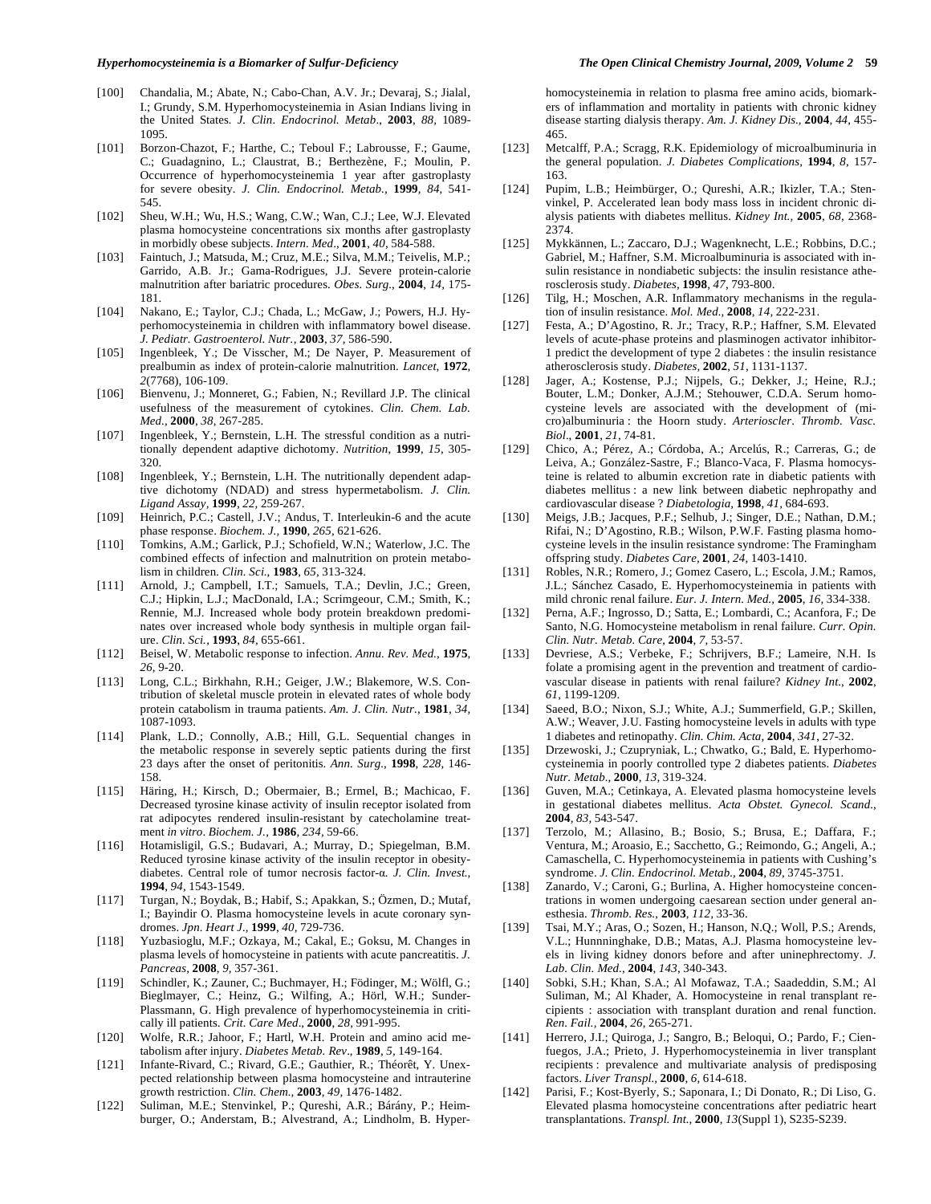[100] Chandalia, M.; Abate, N.; Cabo-Chan, A.V. Jr.; Devaraj, S.; Jialal, I.; Grundy, S.M. Hyperhomocysteinemia in Asian Indians living in the United States. *J. Clin. Endocrinol. Metab*., **2003**, *88*, 1089-1095.

[101] Borzon-Chazot, F.; Harthe, C.; Teboul F.; Labrousse, F.; Gaume, C.; Guadagnino, L.; Claustrat, B.; Berthezène, F.; Moulin, P. Occurrence of hyperhomocysteinemia 1 year after gastroplasty for severe obesity. *J. Clin. Endocrinol. Metab.*, **1999**, *84*, 541-545.

[102] Sheu, W.H.; Wu, H.S.; Wang, C.W.; Wan, C.J.; Lee, W.J. Elevated plasma homocysteine concentrations six months after gastroplasty in morbidly obese subjects. *Intern. Med*., **2001**, *40*, 584-588.

[103] Faintuch, J.; Matsuda, M.; Cruz, M.E.; Silva, M.M.; Teivelis, M.P.; Garrido, A.B. Jr.; Gama-Rodrigues, J.J. Severe protein-calorie malnutrition after bariatric procedures. *Obes. Surg*., **2004**, *14*, 175-181.

[104] Nakano, E.; Taylor, C.J.; Chada, L.; McGaw, J.; Powers, H.J. Hyperhomocysteinemia in children with inflammatory bowel disease. *J. Pediatr. Gastroenterol. Nutr.*, **2003**, *37*, 586-590.

[105] Ingenbleek, Y.; De Visscher, M.; De Nayer, P. Measurement of prealbumin as index of protein-calorie malnutrition. *Lancet*, **1972**, *2*(7768), 106-109.

[106] Bienvenu, J.; Monneret, G.; Fabien, N.; Revillard J.P. The clinical usefulness of the measurement of cytokines. *Clin. Chem. Lab. Med.*, **2000**, *38*, 267-285.

[107] Ingenbleek, Y.; Bernstein, L.H. The stressful condition as a nutritionally dependent adaptive dichotomy. *Nutrition*, **1999**, *15*, 305-320.

[108] Ingenbleek, Y.; Bernstein, L.H. The nutritionally dependent adaptive dichotomy (NDAD) and stress hypermetabolism. *J. Clin. Ligand Assay*, **1999**, *22*, 259-267.

[109] Heinrich, P.C.; Castell, J.V.; Andus, T. Interleukin-6 and the acute phase response. *Biochem. J.*, **1990**, *265*, 621-626.

[110] Tomkins, A.M.; Garlick, P.J.; Schofield, W.N.; Waterlow, J.C. The combined effects of infection and malnutrition on protein metabolism in children. *Clin. Sci.*, **1983**, *65*, 313-324.

[111] Arnold, J.; Campbell, I.T.; Samuels, T.A.; Devlin, J.C.; Green, C.J.; Hipkin, L.J.; MacDonald, I.A.; Scrimgeour, C.M.; Smith, K.; Rennie, M.J. Increased whole body protein breakdown predominates over increased whole body synthesis in multiple organ failure. *Clin. Sci.*, **1993**, *84*, 655-661.

[112] Beisel, W. Metabolic response to infection. *Annu. Rev. Med.*, **1975**, *26*, 9-20.

[113] Long, C.L.; Birkhahn, R.H.; Geiger, J.W.; Blakemore, W.S. Contribution of skeletal muscle protein in elevated rates of whole body protein catabolism in trauma patients. *Am. J. Clin. Nutr*., **1981**, *34*, 1087-1093.

[114] Plank, L.D.; Connolly, A.B.; Hill, G.L. Sequential changes in the metabolic response in severely septic patients during the first 23 days after the onset of peritonitis. *Ann. Surg.*, **1998**, *228*, 146-158.

[115] Häring, H.; Kirsch, D.; Obermaier, B.; Ermel, B.; Machicao, F. Decreased tyrosine kinase activity of insulin receptor isolated from rat adipocytes rendered insulin-resistant by catecholamine treatment *in vitro*. *Biochem. J.*, **1986**, *234*, 59-66.

[116] Hotamisligil, G.S.; Budavari, A.; Murray, D.; Spiegelman, B.M. Reduced tyrosine kinase activity of the insulin receptor in obesity-diabetes. Central role of tumor necrosis factor-α. *J. Clin. Invest.*, **1994**, *94*, 1543-1549.

[117] Turgan, N.; Boydak, B.; Habif, S.; Apakkan, S.; Özmen, D.; Mutaf, I.; Bayindir O. Plasma homocysteine levels in acute coronary syndromes. *Jpn. Heart J*., **1999**, *40*, 729-736.

[118] Yuzbasioglu, M.F.; Ozkaya, M.; Cakal, E.; Goksu, M. Changes in plasma levels of homocysteine in patients with acute pancreatitis. *J. Pancreas*, **2008**, *9*, 357-361.

[119] Schindler, K.; Zauner, C.; Buchmayer, H.; Födinger, M.; Wölfl, G.; Bieglmayer, C.; Heinz, G.; Wilfing, A.; Hörl, W.H.; Sunder-Plassmann, G. High prevalence of hyperhomocysteinemia in critically ill patients. *Crit. Care Med*., **2000**, *28*, 991-995.

[120] Wolfe, R.R.; Jahoor, F.; Hartl, W.H. Protein and amino acid metabolism after injury. *Diabetes Metab. Rev*., **1989**, *5*, 149-164.

[121] Infante-Rivard, C.; Rivard, G.E.; Gauthier, R.; Théorêt, Y. Unexpected relationship between plasma homocysteine and intrauterine growth restriction. *Clin. Chem.*, **2003**, *49*, 1476-1482.

[122] Suliman, M.E.; Stenvinkel, P.; Qureshi, A.R.; Bárány, P.; Heimburger, O.; Anderstam, B.; Alvestrand, A.; Lindholm, B. Hyperhomocysteinemia in relation to plasma free amino acids, biomarkers of inflammation and mortality in patients with chronic kidney disease starting dialysis therapy. *Am. J. Kidney Dis.*, **2004**, *44*, 455-465.

[123] Metcalff, P.A.; Scragg, R.K. Epidemiology of microalbuminuria in the general population. *J. Diabetes Complications*, **1994**, *8*, 157-163.

[124] Pupim, L.B.; Heimbürger, O.; Qureshi, A.R.; Ikizler, T.A.; Stenvinkel, P. Accelerated lean body mass loss in incident chronic dialysis patients with diabetes mellitus. *Kidney Int.*, **2005**, *68*, 2368-2374.

[125] Mykkännen, L.; Zaccaro, D.J.; Wagenknecht, L.E.; Robbins, D.C.; Gabriel, M.; Haffner, S.M. Microalbuminuria is associated with insulin resistance in nondiabetic subjects: the insulin resistance atherosclerosis study. *Diabetes*, **1998**, *47*, 793-800.

[126] Tilg, H.; Moschen, A.R. Inflammatory mechanisms in the regulation of insulin resistance. *Mol. Med*., **2008**, *14*, 222-231.

[127] Festa, A.; D'Agostino, R. Jr.; Tracy, R.P.; Haffner, S.M. Elevated levels of acute-phase proteins and plasminogen activator inhibitor-1 predict the development of type 2 diabetes : the insulin resistance atherosclerosis study. *Diabetes*, **2002**, *51*, 1131-1137.

[128] Jager, A.; Kostense, P.J.; Nijpels, G.; Dekker, J.; Heine, R.J.; Bouter, L.M.; Donker, A.J.M.; Stehouwer, C.D.A. Serum homocysteine levels are associated with the development of (micro)albuminuria : the Hoorn study. *Arterioscler*. *Thromb. Vasc. Biol*., **2001**, *21*, 74-81.

[129] Chico, A.; Pérez, A.; Córdoba, A.; Arcelús, R.; Carreras, G.; de Leiva, A.; González-Sastre, F.; Blanco-Vaca, F. Plasma homocysteine is related to albumin excretion rate in diabetic patients with diabetes mellitus : a new link between diabetic nephropathy and cardiovascular disease ? *Diabetologia*, **1998**, *41*, 684-693.

[130] Meigs, J.B.; Jacques, P.F.; Selhub, J.; Singer, D.E.; Nathan, D.M.; Rifai, N.; D'Agostino, R.B.; Wilson, P.W.F. Fasting plasma homocysteine levels in the insulin resistance syndrome: The Framingham offspring study. *Diabetes Care*, **2001**, *24*, 1403-1410.

[131] Robles, N.R.; Romero, J.; Gomez Casero, L.; Escola, J.M.; Ramos, J.L.; Sánchez Casado, E. Hyperhomocysteinemia in patients with mild chronic renal failure. *Eur. J. Intern. Med.*, **2005**, *16*, 334-338.

[132] Perna, A.F.; Ingrosso, D.; Satta, E.; Lombardi, C.; Acanfora, F.; De Santo, N.G. Homocysteine metabolism in renal failure. *Curr. Opin. Clin. Nutr. Metab. Care*, **2004**, *7*, 53-57.

[133] Devriese, A.S.; Verbeke, F.; Schrijvers, B.F.; Lameire, N.H. Is folate a promising agent in the prevention and treatment of cardiovascular disease in patients with renal failure? *Kidney Int.*, **2002**, *61*, 1199-1209.

[134] Saeed, B.O.; Nixon, S.J.; White, A.J.; Summerfield, G.P.; Skillen, A.W.; Weaver, J.U. Fasting homocysteine levels in adults with type 1 diabetes and retinopathy. *Clin. Chim. Acta*, **2004**, *341*, 27-32.

[135] Drzewoski, J.; Czupryniak, L.; Chwatko, G.; Bald, E. Hyperhomocysteinemia in poorly controlled type 2 diabetes patients. *Diabetes Nutr. Metab*., **2000**, *13*, 319-324.

[136] Guven, M.A.; Cetinkaya, A. Elevated plasma homocysteine levels in gestational diabetes mellitus. *Acta Obstet. Gynecol. Scand*., **2004**, *83*, 543-547.

[137] Terzolo, M.; Allasino, B.; Bosio, S.; Brusa, E.; Daffara, F.; Ventura, M.; Aroasio, E.; Sacchetto, G.; Reimondo, G.; Angeli, A.; Camaschella, C. Hyperhomocysteinemia in patients with Cushing's syndrome. *J. Clin. Endocrinol. Metab*., **2004**, *89*, 3745-3751.

[138] Zanardo, V.; Caroni, G.; Burlina, A. Higher homocysteine concentrations in women undergoing caesarean section under general anesthesia. *Thromb. Res.*, **2003**, *112*, 33-36.

[139] Tsai, M.Y.; Aras, O.; Sozen, H.; Hanson, N.Q.; Woll, P.S.; Arends, V.L.; Hunnninghake, D.B.; Matas, A.J. Plasma homocysteine levels in living kidney donors before and after uninephrectomy. *J. Lab. Clin. Med.*, **2004**, *143*, 340-343.

[140] Sobki, S.H.; Khan, S.A.; Al Mofawaz, T.A.; Saadeddin, S.M.; Al Suliman, M.; Al Khader, A. Homocysteine in renal transplant recipients : association with transplant duration and renal function. *Ren. Fail.*, **2004**, *26*, 265-271.

[141] Herrero, J.I.; Quiroga, J.; Sangro, B.; Beloqui, O.; Pardo, F.; Cienfuegos, J.A.; Prieto, J. Hyperhomocysteinemia in liver transplant recipients : prevalence and multivariate analysis of predisposing factors. *Liver Transpl.*, **2000**, *6*, 614-618.

[142] Parisi, F.; Kost-Byerly, S.; Saponara, I.; Di Donato, R.; Di Liso, G. Elevated plasma homocysteine concentrations after pediatric heart transplantations. *Transpl. Int.*, **2000**, *13*(Suppl 1), S235-S239.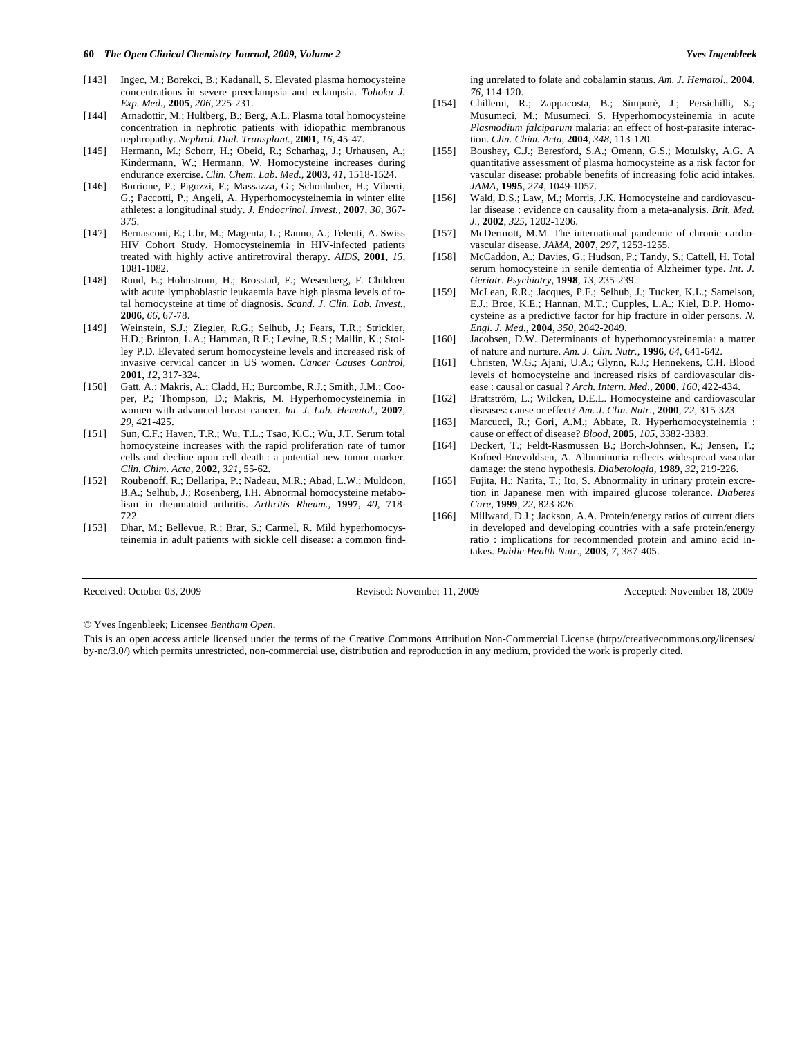[143] Ingec, M.; Borekci, B.; Kadanall, S. Elevated plasma homocysteine concentrations in severe preeclampsia and eclampsia. *Tohoku J. Exp. Med.*, **2005**, *206*, 225-231.

[144] Arnadottir, M.; Hultberg, B.; Berg, A.L. Plasma total homocysteine concentration in nephrotic patients with idiopathic membranous nephropathy. *Nephrol. Dial. Transplant.*, **2001**, *16*, 45-47.

[145] Hermann, M.; Schorr, H.; Obeid, R.; Scharhag, J.; Urhausen, A.; Kindermann, W.; Hermann, W. Homocysteine increases during endurance exercise. *Clin. Chem. Lab. Med.*, **2003**, *41*, 1518-1524.

[146] Borrione, P.; Pigozzi, F.; Massazza, G.; Schonhuber, H.; Viberti, G.; Paccotti, P.; Angeli, A. Hyperhomocysteinemia in winter elite athletes: a longitudinal study. *J. Endocrinol. Invest.*, **2007**, *30*, 367-375.

[147] Bernasconi, E.; Uhr, M.; Magenta, L.; Ranno, A.; Telenti, A. Swiss HIV Cohort Study. Homocysteinemia in HIV-infected patients treated with highly active antiretroviral therapy. *AIDS*, **2001**, *15*, 1081-1082.

[148] Ruud, E.; Holmstrom, H.; Brosstad, F.; Wesenberg, F. Children with acute lymphoblastic leukaemia have high plasma levels of total homocysteine at time of diagnosis. *Scand. J. Clin. Lab. Invest.*, **2006**, *66*, 67-78.

[149] Weinstein, S.J.; Ziegler, R.G.; Selhub, J.; Fears, T.R.; Strickler, H.D.; Brinton, L.A.; Hamman, R.F.; Levine, R.S.; Mallin, K.; Stolley P.D. Elevated serum homocysteine levels and increased risk of invasive cervical cancer in US women. *Cancer Causes Control*, **2001**, *12*, 317-324.

[150] Gatt, A.; Makris, A.; Cladd, H.; Burcombe, R.J.; Smith, J.M.; Cooper, P.; Thompson, D.; Makris, M. Hyperhomocysteinemia in women with advanced breast cancer. *Int. J. Lab. Hematol.*, **2007**, *29*, 421-425.

[151] Sun, C.F.; Haven, T.R.; Wu, T.L.; Tsao, K.C.; Wu, J.T. Serum total homocysteine increases with the rapid proliferation rate of tumor cells and decline upon cell death : a potential new tumor marker. *Clin. Chim. Acta*, **2002**, *321*, 55-62.

[152] Roubenoff, R.; Dellaripa, P.; Nadeau, M.R.; Abad, L.W.; Muldoon, B.A.; Selhub, J.; Rosenberg, I.H. Abnormal homocysteine metabolism in rheumatoid arthritis. *Arthritis Rheum.*, **1997**, *40*, 718-722.

[153] Dhar, M.; Bellevue, R.; Brar, S.; Carmel, R. Mild hyperhomocysteinemia in adult patients with sickle cell disease: a common finding unrelated to folate and cobalamin status. *Am. J. Hematol.*, **2004**, *76*, 114-120.

[154] Chillemi, R.; Zappacosta, B.; Simporè, J.; Persichilli, S.; Musumeci, M.; Musumeci, S. Hyperhomocysteinemia in acute *Plasmodium falciparum* malaria: an effect of host-parasite interaction. *Clin. Chim. Acta*, **2004**, *348*, 113-120.

[155] Boushey, C.J.; Beresford, S.A.; Omenn, G.S.; Motulsky, A.G. A quantitative assessment of plasma homocysteine as a risk factor for vascular disease: probable benefits of increasing folic acid intakes. *JAMA*, **1995**, *274*, 1049-1057.

[156] Wald, D.S.; Law, M.; Morris, J.K. Homocysteine and cardiovascular disease : evidence on causality from a meta-analysis. *Brit. Med. J.*, **2002**, *325*, 1202-1206.

[157] McDermott, M.M. The international pandemic of chronic cardiovascular disease. *JAMA*, **2007**, *297*, 1253-1255.

[158] McCaddon, A.; Davies, G.; Hudson, P.; Tandy, S.; Cattell, H. Total serum homocysteine in senile dementia of Alzheimer type. *Int. J. Geriatr. Psychiatry*, **1998**, *13*, 235-239.

[159] McLean, R.R.; Jacques, P.F.; Selhub, J.; Tucker, K.L.; Samelson, E.J.; Broe, K.E.; Hannan, M.T.; Cupples, L.A.; Kiel, D.P. Homocysteine as a predictive factor for hip fracture in older persons. *N. Engl. J. Med.*, **2004**, *350*, 2042-2049.

[160] Jacobsen, D.W. Determinants of hyperhomocysteinemia: a matter of nature and nurture. *Am. J. Clin. Nutr.*, **1996**, *64*, 641-642.

[161] Christen, W.G.; Ajani, U.A.; Glynn, R.J.; Hennekens, C.H. Blood levels of homocysteine and increased risks of cardiovascular disease : causal or casual ? *Arch. Intern. Med.*, **2000**, *160*, 422-434.

[162] Brattström, L.; Wilcken, D.E.L. Homocysteine and cardiovascular diseases: cause or effect? *Am. J. Clin. Nutr.*, **2000**, *72*, 315-323.

[163] Marcucci, R.; Gori, A.M.; Abbate, R. Hyperhomocysteinemia : cause or effect of disease? *Blood*, **2005**, *105*, 3382-3383.

[164] Deckert, T.; Feldt-Rasmussen B.; Borch-Johnsen, K.; Jensen, T.; Kofoed-Enevoldsen, A. Albuminuria reflects widespread vascular damage: the steno hypothesis. *Diabetologia*, **1989**, *32*, 219-226.

[165] Fujita, H.; Narita, T.; Ito, S. Abnormality in urinary protein excretion in Japanese men with impaired glucose tolerance. *Diabetes Care*, **1999**, *22*, 823-826.

[166] Millward, D.J.; Jackson, A.A. Protein/energy ratios of current diets in developed and developing countries with a safe protein/energy ratio : implications for recommended protein and amino acid intakes. *Public Health Nutr*., **2003**, *7*, 387-405.

Received: October 03, 2009 Revised: November 11, 2009 Accepted: November 18, 2009

© Yves Ingenbleek; Licensee *Bentham Open*.

This is an open access article licensed under the terms of the Creative Commons Attribution Non-Commercial License (http://creativecommons.org/licenses/by-nc/3.0/) which permits unrestricted, non-commercial use, distribution and reproduction in any medium, provided the work is properly cited.